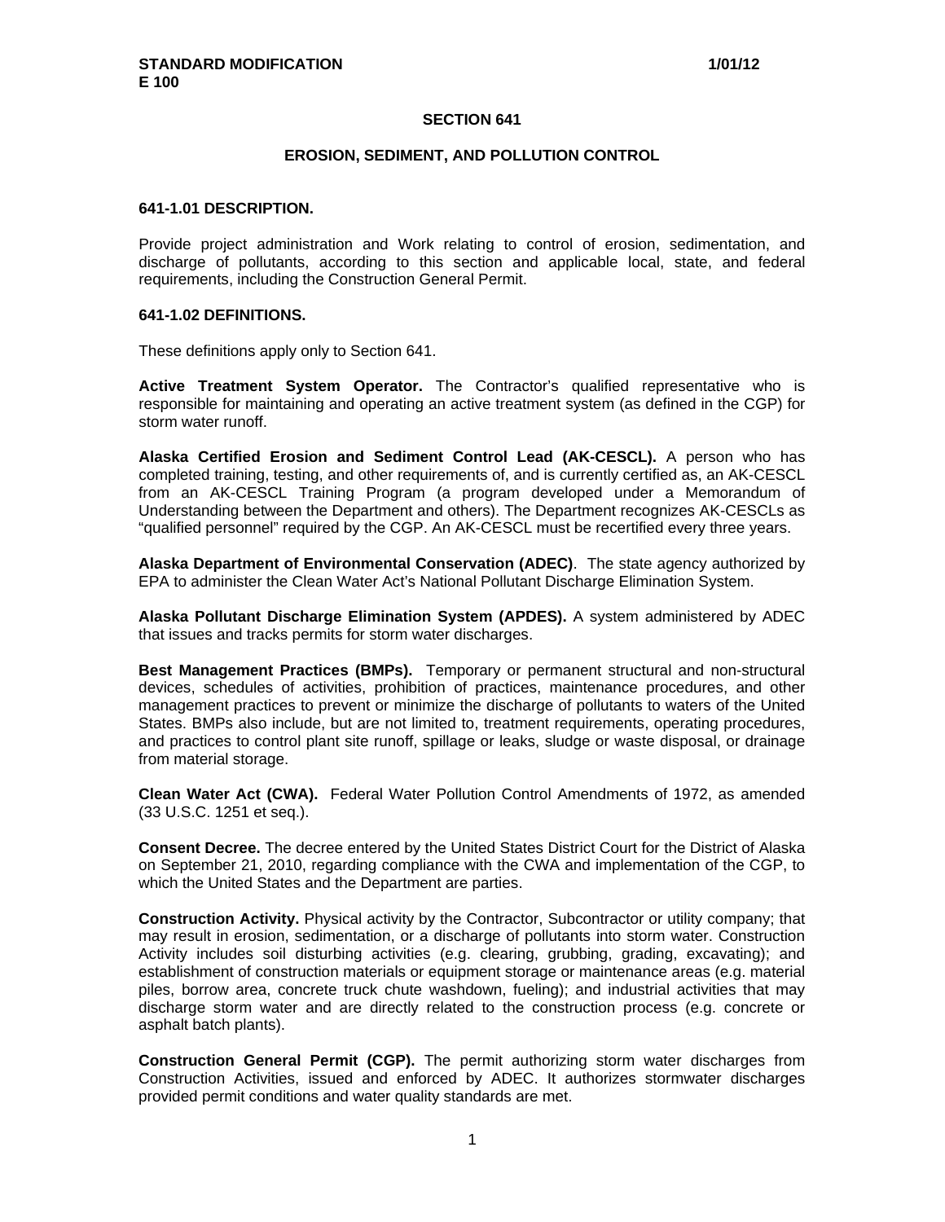**STANDARD MODIFICATION** **1/01/12**
**E 100**

# SECTION 641

## EROSION, SEDIMENT, AND POLLUTION CONTROL

### 641-1.01 DESCRIPTION.

Provide project administration and Work relating to control of erosion, sedimentation, and discharge of pollutants, according to this section and applicable local, state, and federal requirements, including the Construction General Permit.

### 641-1.02 DEFINITIONS.

These definitions apply only to Section 641.

**Active Treatment System Operator.** The Contractor's qualified representative who is responsible for maintaining and operating an active treatment system (as defined in the CGP) for storm water runoff.

**Alaska Certified Erosion and Sediment Control Lead (AK-CESCL).** A person who has completed training, testing, and other requirements of, and is currently certified as, an AK-CESCL from an AK-CESCL Training Program (a program developed under a Memorandum of Understanding between the Department and others). The Department recognizes AK-CESCLs as "qualified personnel" required by the CGP. An AK-CESCL must be recertified every three years.

**Alaska Department of Environmental Conservation (ADEC)**. The state agency authorized by EPA to administer the Clean Water Act's National Pollutant Discharge Elimination System.

**Alaska Pollutant Discharge Elimination System (APDES).** A system administered by ADEC that issues and tracks permits for storm water discharges.

**Best Management Practices (BMPs).** Temporary or permanent structural and non-structural devices, schedules of activities, prohibition of practices, maintenance procedures, and other management practices to prevent or minimize the discharge of pollutants to waters of the United States. BMPs also include, but are not limited to, treatment requirements, operating procedures, and practices to control plant site runoff, spillage or leaks, sludge or waste disposal, or drainage from material storage.

**Clean Water Act (CWA).** Federal Water Pollution Control Amendments of 1972, as amended (33 U.S.C. 1251 et seq.).

**Consent Decree.** The decree entered by the United States District Court for the District of Alaska on September 21, 2010, regarding compliance with the CWA and implementation of the CGP, to which the United States and the Department are parties.

**Construction Activity.** Physical activity by the Contractor, Subcontractor or utility company; that may result in erosion, sedimentation, or a discharge of pollutants into storm water. Construction Activity includes soil disturbing activities (e.g. clearing, grubbing, grading, excavating); and establishment of construction materials or equipment storage or maintenance areas (e.g. material piles, borrow area, concrete truck chute washdown, fueling); and industrial activities that may discharge storm water and are directly related to the construction process (e.g. concrete or asphalt batch plants).

**Construction General Permit (CGP).** The permit authorizing storm water discharges from Construction Activities, issued and enforced by ADEC. It authorizes stormwater discharges provided permit conditions and water quality standards are met.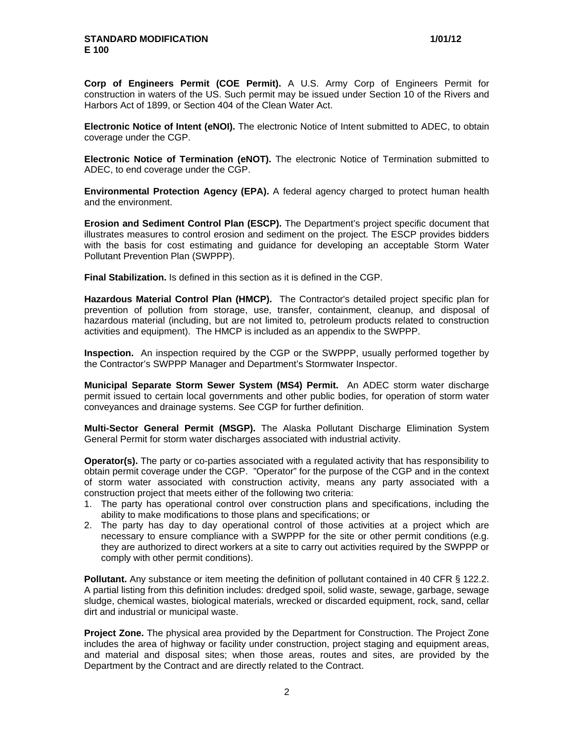**Corp of Engineers Permit (COE Permit).** A U.S. Army Corp of Engineers Permit for construction in waters of the US. Such permit may be issued under Section 10 of the Rivers and Harbors Act of 1899, or Section 404 of the Clean Water Act.

**Electronic Notice of Intent (eNOI).** The electronic Notice of Intent submitted to ADEC, to obtain coverage under the CGP.

**Electronic Notice of Termination (eNOT).** The electronic Notice of Termination submitted to ADEC, to end coverage under the CGP.

**Environmental Protection Agency (EPA).** A federal agency charged to protect human health and the environment.

**Erosion and Sediment Control Plan (ESCP).** The Department's project specific document that illustrates measures to control erosion and sediment on the project. The ESCP provides bidders with the basis for cost estimating and guidance for developing an acceptable Storm Water Pollutant Prevention Plan (SWPPP).

**Final Stabilization.** Is defined in this section as it is defined in the CGP.

**Hazardous Material Control Plan (HMCP).** The Contractor's detailed project specific plan for prevention of pollution from storage, use, transfer, containment, cleanup, and disposal of hazardous material (including, but are not limited to, petroleum products related to construction activities and equipment). The HMCP is included as an appendix to the SWPPP.

**Inspection.** An inspection required by the CGP or the SWPPP, usually performed together by the Contractor's SWPPP Manager and Department's Stormwater Inspector.

**Municipal Separate Storm Sewer System (MS4) Permit.** An ADEC storm water discharge permit issued to certain local governments and other public bodies, for operation of storm water conveyances and drainage systems. See CGP for further definition.

**Multi-Sector General Permit (MSGP).** The Alaska Pollutant Discharge Elimination System General Permit for storm water discharges associated with industrial activity.

**Operator(s).** The party or co-parties associated with a regulated activity that has responsibility to obtain permit coverage under the CGP. "Operator" for the purpose of the CGP and in the context of storm water associated with construction activity, means any party associated with a construction project that meets either of the following two criteria:

1. The party has operational control over construction plans and specifications, including the ability to make modifications to those plans and specifications; or
2. The party has day to day operational control of those activities at a project which are necessary to ensure compliance with a SWPPP for the site or other permit conditions (e.g. they are authorized to direct workers at a site to carry out activities required by the SWPPP or comply with other permit conditions).

**Pollutant.** Any substance or item meeting the definition of pollutant contained in 40 CFR § 122.2. A partial listing from this definition includes: dredged spoil, solid waste, sewage, garbage, sewage sludge, chemical wastes, biological materials, wrecked or discarded equipment, rock, sand, cellar dirt and industrial or municipal waste.

**Project Zone.** The physical area provided by the Department for Construction. The Project Zone includes the area of highway or facility under construction, project staging and equipment areas, and material and disposal sites; when those areas, routes and sites, are provided by the Department by the Contract and are directly related to the Contract.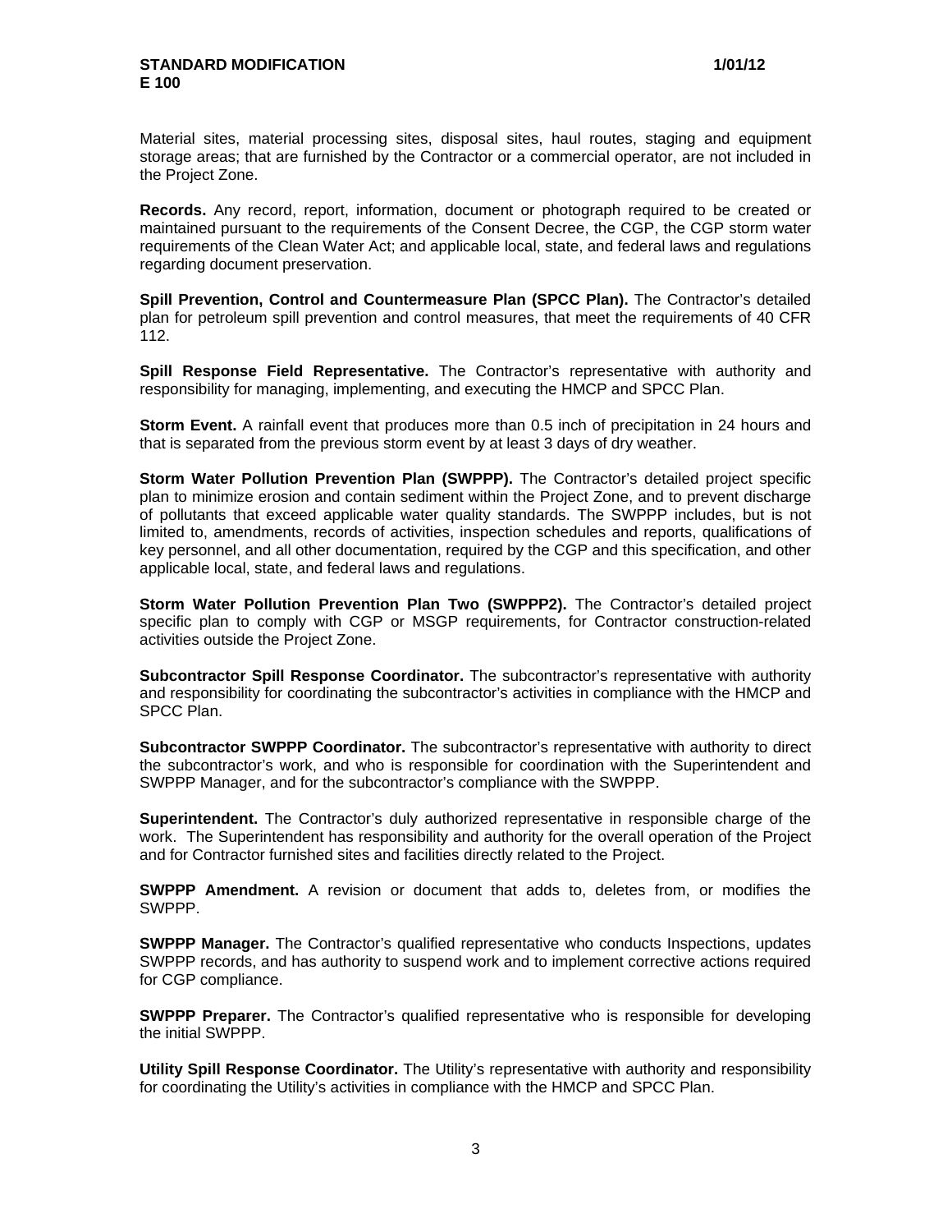Material sites, material processing sites, disposal sites, haul routes, staging and equipment storage areas; that are furnished by the Contractor or a commercial operator, are not included in the Project Zone.

**Records.** Any record, report, information, document or photograph required to be created or maintained pursuant to the requirements of the Consent Decree, the CGP, the CGP storm water requirements of the Clean Water Act; and applicable local, state, and federal laws and regulations regarding document preservation.

**Spill Prevention, Control and Countermeasure Plan (SPCC Plan).** The Contractor's detailed plan for petroleum spill prevention and control measures, that meet the requirements of 40 CFR 112.

**Spill Response Field Representative.** The Contractor's representative with authority and responsibility for managing, implementing, and executing the HMCP and SPCC Plan.

**Storm Event.** A rainfall event that produces more than 0.5 inch of precipitation in 24 hours and that is separated from the previous storm event by at least 3 days of dry weather.

**Storm Water Pollution Prevention Plan (SWPPP).** The Contractor's detailed project specific plan to minimize erosion and contain sediment within the Project Zone, and to prevent discharge of pollutants that exceed applicable water quality standards. The SWPPP includes, but is not limited to, amendments, records of activities, inspection schedules and reports, qualifications of key personnel, and all other documentation, required by the CGP and this specification, and other applicable local, state, and federal laws and regulations.

**Storm Water Pollution Prevention Plan Two (SWPPP2).** The Contractor's detailed project specific plan to comply with CGP or MSGP requirements, for Contractor construction-related activities outside the Project Zone.

**Subcontractor Spill Response Coordinator.** The subcontractor's representative with authority and responsibility for coordinating the subcontractor's activities in compliance with the HMCP and SPCC Plan.

**Subcontractor SWPPP Coordinator.** The subcontractor's representative with authority to direct the subcontractor's work, and who is responsible for coordination with the Superintendent and SWPPP Manager, and for the subcontractor's compliance with the SWPPP.

**Superintendent.** The Contractor's duly authorized representative in responsible charge of the work. The Superintendent has responsibility and authority for the overall operation of the Project and for Contractor furnished sites and facilities directly related to the Project.

**SWPPP Amendment.** A revision or document that adds to, deletes from, or modifies the SWPPP.

**SWPPP Manager.** The Contractor's qualified representative who conducts Inspections, updates SWPPP records, and has authority to suspend work and to implement corrective actions required for CGP compliance.

**SWPPP Preparer.** The Contractor's qualified representative who is responsible for developing the initial SWPPP.

**Utility Spill Response Coordinator.** The Utility's representative with authority and responsibility for coordinating the Utility's activities in compliance with the HMCP and SPCC Plan.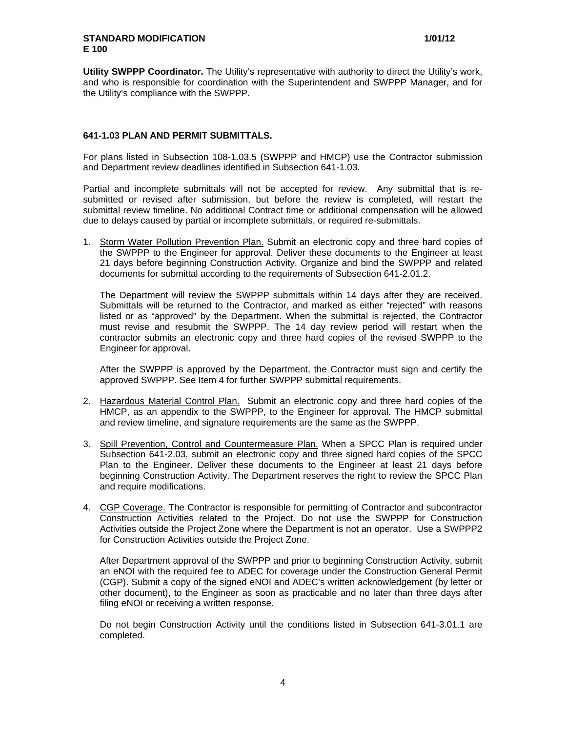**Utility SWPPP Coordinator.** The Utility's representative with authority to direct the Utility's work, and who is responsible for coordination with the Superintendent and SWPPP Manager, and for the Utility's compliance with the SWPPP.

## 641-1.03 PLAN AND PERMIT SUBMITTALS.

For plans listed in Subsection 108-1.03.5 (SWPPP and HMCP) use the Contractor submission and Department review deadlines identified in Subsection 641-1.03.

Partial and incomplete submittals will not be accepted for review. Any submittal that is re-submitted or revised after submission, but before the review is completed, will restart the submittal review timeline. No additional Contract time or additional compensation will be allowed due to delays caused by partial or incomplete submittals, or required re-submittals.

1. Storm Water Pollution Prevention Plan. Submit an electronic copy and three hard copies of the SWPPP to the Engineer for approval. Deliver these documents to the Engineer at least 21 days before beginning Construction Activity. Organize and bind the SWPPP and related documents for submittal according to the requirements of Subsection 641-2.01.2.

   The Department will review the SWPPP submittals within 14 days after they are received. Submittals will be returned to the Contractor, and marked as either "rejected" with reasons listed or as "approved" by the Department. When the submittal is rejected, the Contractor must revise and resubmit the SWPPP. The 14 day review period will restart when the contractor submits an electronic copy and three hard copies of the revised SWPPP to the Engineer for approval.

   After the SWPPP is approved by the Department, the Contractor must sign and certify the approved SWPPP. See Item 4 for further SWPPP submittal requirements.

2. Hazardous Material Control Plan. Submit an electronic copy and three hard copies of the HMCP, as an appendix to the SWPPP, to the Engineer for approval. The HMCP submittal and review timeline, and signature requirements are the same as the SWPPP.

3. Spill Prevention, Control and Countermeasure Plan. When a SPCC Plan is required under Subsection 641-2.03, submit an electronic copy and three signed hard copies of the SPCC Plan to the Engineer. Deliver these documents to the Engineer at least 21 days before beginning Construction Activity. The Department reserves the right to review the SPCC Plan and require modifications.

4. CGP Coverage. The Contractor is responsible for permitting of Contractor and subcontractor Construction Activities related to the Project. Do not use the SWPPP for Construction Activities outside the Project Zone where the Department is not an operator. Use a SWPPP2 for Construction Activities outside the Project Zone.

   After Department approval of the SWPPP and prior to beginning Construction Activity, submit an eNOI with the required fee to ADEC for coverage under the Construction General Permit (CGP). Submit a copy of the signed eNOI and ADEC's written acknowledgement (by letter or other document), to the Engineer as soon as practicable and no later than three days after filing eNOI or receiving a written response.

   Do not begin Construction Activity until the conditions listed in Subsection 641-3.01.1 are completed.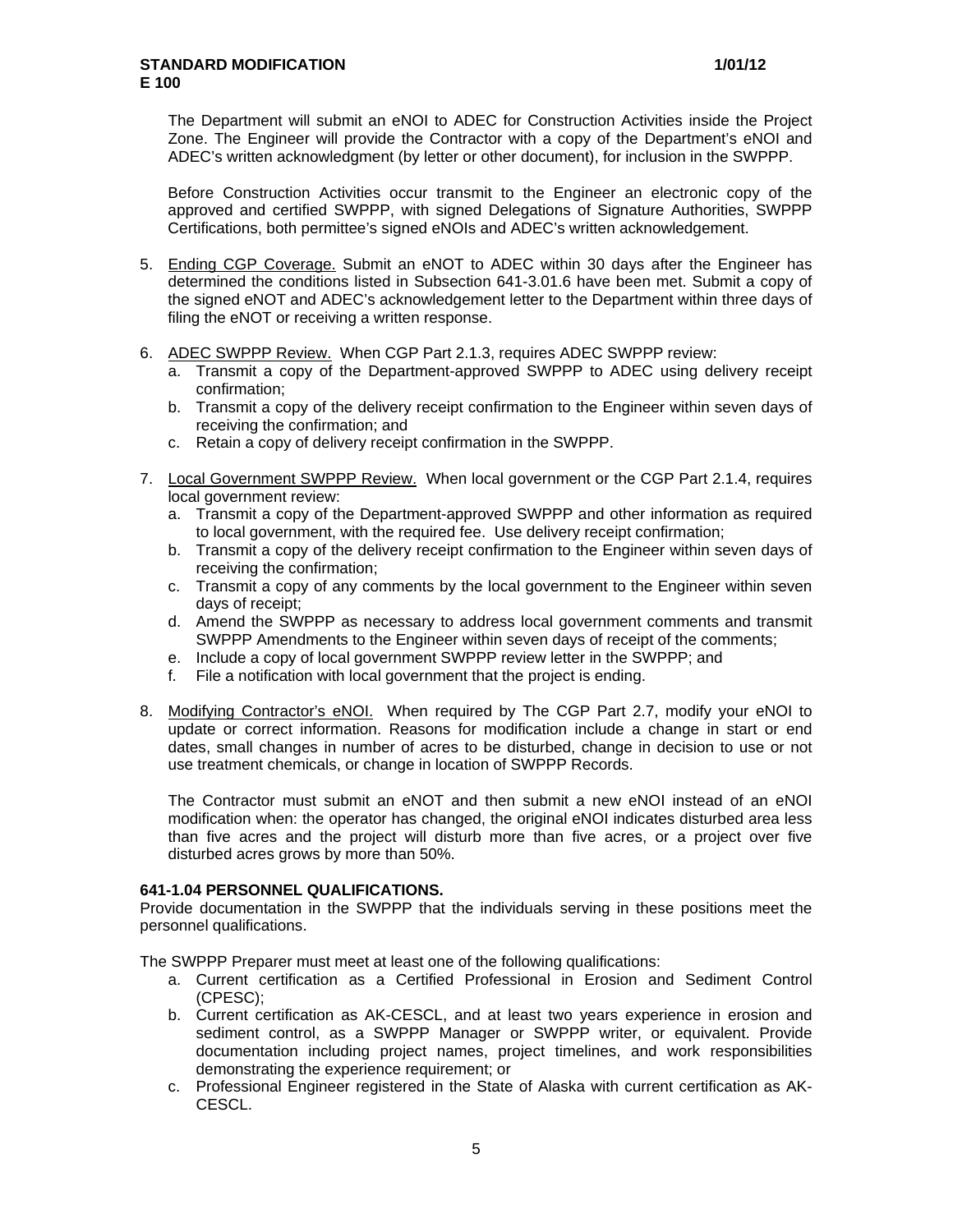The Department will submit an eNOI to ADEC for Construction Activities inside the Project Zone. The Engineer will provide the Contractor with a copy of the Department's eNOI and ADEC's written acknowledgment (by letter or other document), for inclusion in the SWPPP.

Before Construction Activities occur transmit to the Engineer an electronic copy of the approved and certified SWPPP, with signed Delegations of Signature Authorities, SWPPP Certifications, both permittee's signed eNOIs and ADEC's written acknowledgement.

5. Ending CGP Coverage. Submit an eNOT to ADEC within 30 days after the Engineer has determined the conditions listed in Subsection 641-3.01.6 have been met. Submit a copy of the signed eNOT and ADEC's acknowledgement letter to the Department within three days of filing the eNOT or receiving a written response.

6. ADEC SWPPP Review. When CGP Part 2.1.3, requires ADEC SWPPP review:
   a. Transmit a copy of the Department-approved SWPPP to ADEC using delivery receipt confirmation;
   b. Transmit a copy of the delivery receipt confirmation to the Engineer within seven days of receiving the confirmation; and
   c. Retain a copy of delivery receipt confirmation in the SWPPP.

7. Local Government SWPPP Review. When local government or the CGP Part 2.1.4, requires local government review:
   a. Transmit a copy of the Department-approved SWPPP and other information as required to local government, with the required fee. Use delivery receipt confirmation;
   b. Transmit a copy of the delivery receipt confirmation to the Engineer within seven days of receiving the confirmation;
   c. Transmit a copy of any comments by the local government to the Engineer within seven days of receipt;
   d. Amend the SWPPP as necessary to address local government comments and transmit SWPPP Amendments to the Engineer within seven days of receipt of the comments;
   e. Include a copy of local government SWPPP review letter in the SWPPP; and
   f. File a notification with local government that the project is ending.

8. Modifying Contractor's eNOI. When required by The CGP Part 2.7, modify your eNOI to update or correct information. Reasons for modification include a change in start or end dates, small changes in number of acres to be disturbed, change in decision to use or not use treatment chemicals, or change in location of SWPPP Records.

   The Contractor must submit an eNOT and then submit a new eNOI instead of an eNOI modification when: the operator has changed, the original eNOI indicates disturbed area less than five acres and the project will disturb more than five acres, or a project over five disturbed acres grows by more than 50%.

**641-1.04 PERSONNEL QUALIFICATIONS.**
Provide documentation in the SWPPP that the individuals serving in these positions meet the personnel qualifications.

The SWPPP Preparer must meet at least one of the following qualifications:

a. Current certification as a Certified Professional in Erosion and Sediment Control (CPESC);
b. Current certification as AK-CESCL, and at least two years experience in erosion and sediment control, as a SWPPP Manager or SWPPP writer, or equivalent. Provide documentation including project names, project timelines, and work responsibilities demonstrating the experience requirement; or
c. Professional Engineer registered in the State of Alaska with current certification as AK-CESCL.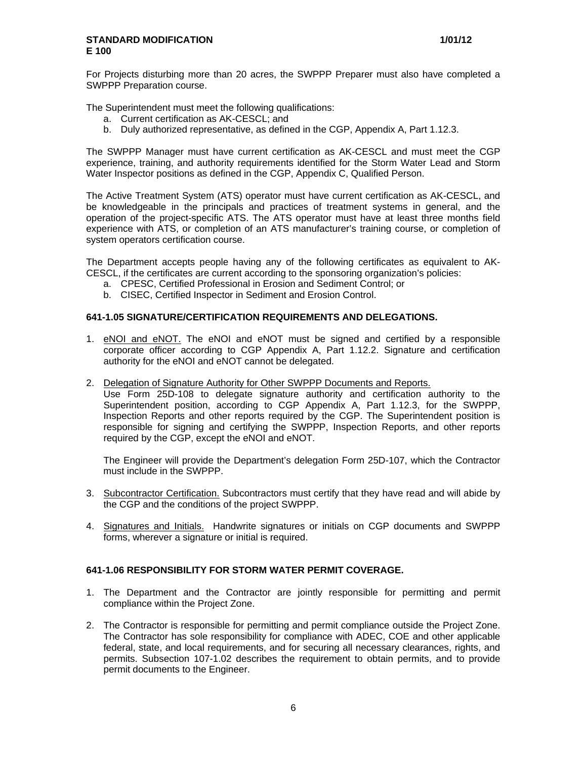For Projects disturbing more than 20 acres, the SWPPP Preparer must also have completed a SWPPP Preparation course.

The Superintendent must meet the following qualifications:

a. Current certification as AK-CESCL; and
b. Duly authorized representative, as defined in the CGP, Appendix A, Part 1.12.3.

The SWPPP Manager must have current certification as AK-CESCL and must meet the CGP experience, training, and authority requirements identified for the Storm Water Lead and Storm Water Inspector positions as defined in the CGP, Appendix C, Qualified Person.

The Active Treatment System (ATS) operator must have current certification as AK-CESCL, and be knowledgeable in the principals and practices of treatment systems in general, and the operation of the project-specific ATS. The ATS operator must have at least three months field experience with ATS, or completion of an ATS manufacturer's training course, or completion of system operators certification course.

The Department accepts people having any of the following certificates as equivalent to AK-CESCL, if the certificates are current according to the sponsoring organization's policies:

a. CPESC, Certified Professional in Erosion and Sediment Control; or
b. CISEC, Certified Inspector in Sediment and Erosion Control.

### 641-1.05 SIGNATURE/CERTIFICATION REQUIREMENTS AND DELEGATIONS.

1. eNOI and eNOT. The eNOI and eNOT must be signed and certified by a responsible corporate officer according to CGP Appendix A, Part 1.12.2. Signature and certification authority for the eNOI and eNOT cannot be delegated.

2. Delegation of Signature Authority for Other SWPPP Documents and Reports.
   Use Form 25D-108 to delegate signature authority and certification authority to the Superintendent position, according to CGP Appendix A, Part 1.12.3, for the SWPPP, Inspection Reports and other reports required by the CGP. The Superintendent position is responsible for signing and certifying the SWPPP, Inspection Reports, and other reports required by the CGP, except the eNOI and eNOT.

   The Engineer will provide the Department's delegation Form 25D-107, which the Contractor must include in the SWPPP.

3. Subcontractor Certification. Subcontractors must certify that they have read and will abide by the CGP and the conditions of the project SWPPP.

4. Signatures and Initials. Handwrite signatures or initials on CGP documents and SWPPP forms, wherever a signature or initial is required.

### 641-1.06 RESPONSIBILITY FOR STORM WATER PERMIT COVERAGE.

1. The Department and the Contractor are jointly responsible for permitting and permit compliance within the Project Zone.

2. The Contractor is responsible for permitting and permit compliance outside the Project Zone. The Contractor has sole responsibility for compliance with ADEC, COE and other applicable federal, state, and local requirements, and for securing all necessary clearances, rights, and permits. Subsection 107-1.02 describes the requirement to obtain permits, and to provide permit documents to the Engineer.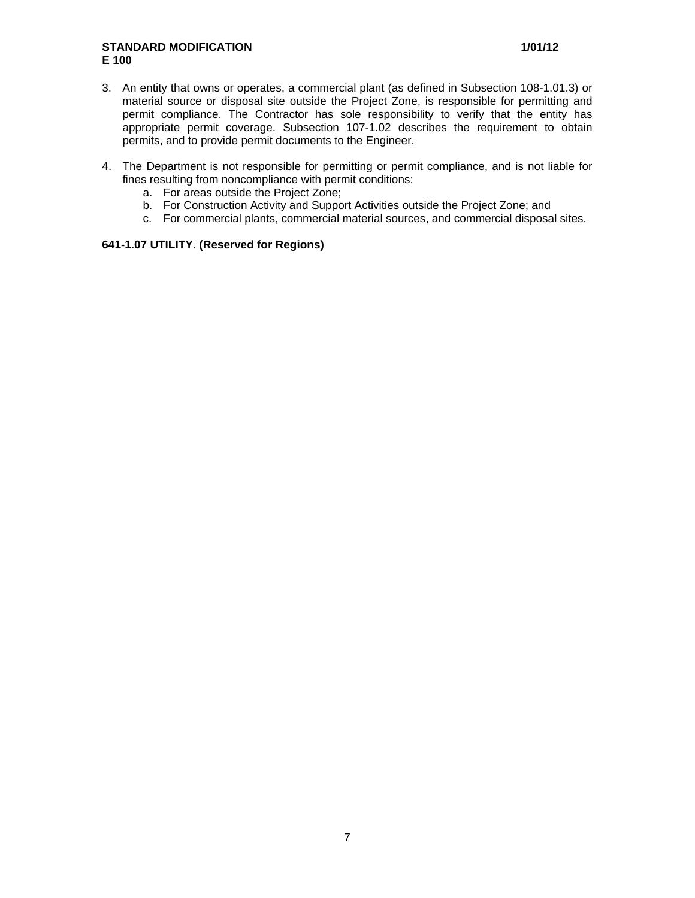3. An entity that owns or operates, a commercial plant (as defined in Subsection 108-1.01.3) or material source or disposal site outside the Project Zone, is responsible for permitting and permit compliance. The Contractor has sole responsibility to verify that the entity has appropriate permit coverage. Subsection 107-1.02 describes the requirement to obtain permits, and to provide permit documents to the Engineer.

4. The Department is not responsible for permitting or permit compliance, and is not liable for fines resulting from noncompliance with permit conditions:
   a. For areas outside the Project Zone;
   b. For Construction Activity and Support Activities outside the Project Zone; and
   c. For commercial plants, commercial material sources, and commercial disposal sites.

**641-1.07 UTILITY. (Reserved for Regions)**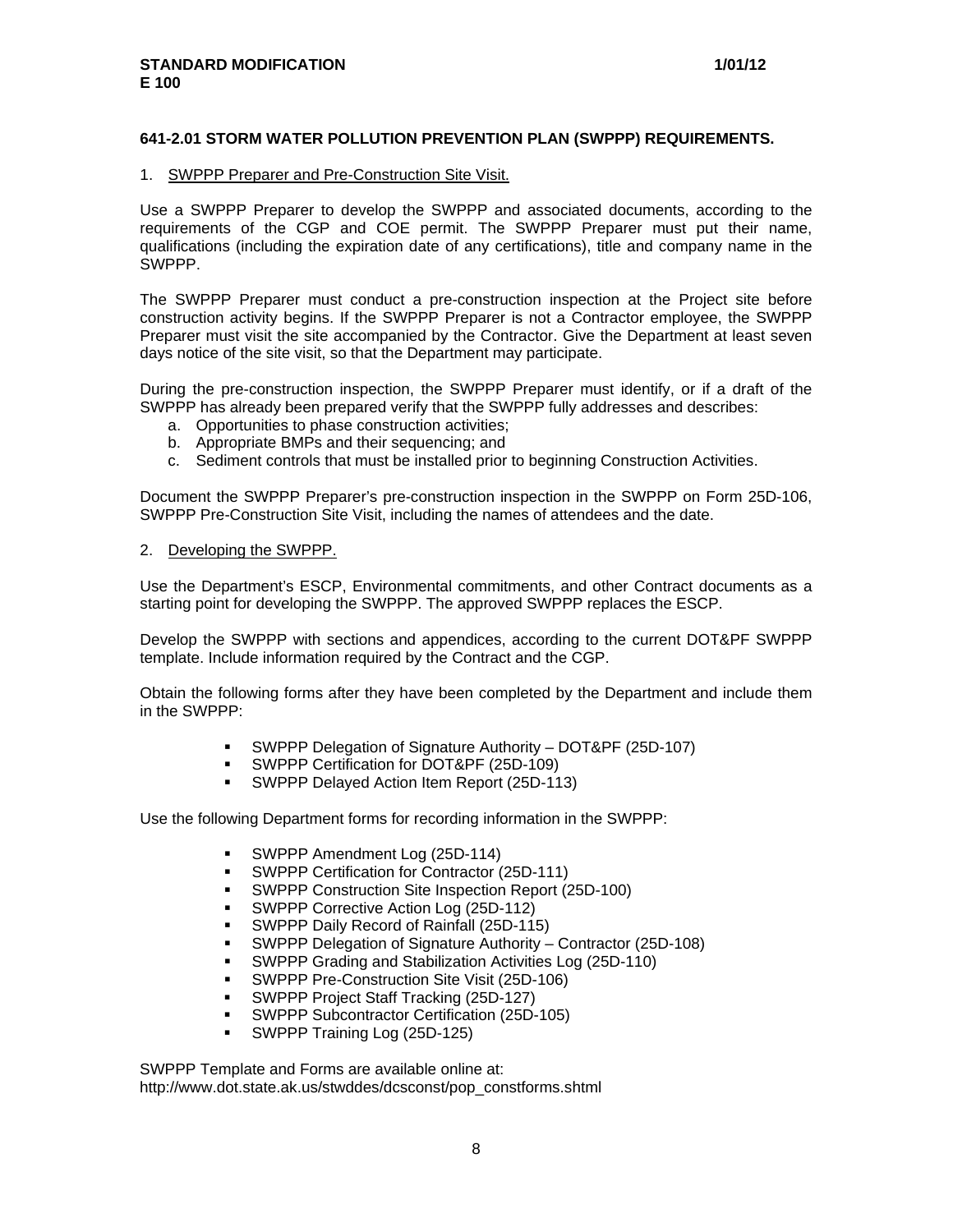**641-2.01 STORM WATER POLLUTION PREVENTION PLAN (SWPPP) REQUIREMENTS.**

1. SWPPP Preparer and Pre-Construction Site Visit.

Use a SWPPP Preparer to develop the SWPPP and associated documents, according to the requirements of the CGP and COE permit. The SWPPP Preparer must put their name, qualifications (including the expiration date of any certifications), title and company name in the SWPPP.

The SWPPP Preparer must conduct a pre-construction inspection at the Project site before construction activity begins. If the SWPPP Preparer is not a Contractor employee, the SWPPP Preparer must visit the site accompanied by the Contractor. Give the Department at least seven days notice of the site visit, so that the Department may participate.

During the pre-construction inspection, the SWPPP Preparer must identify, or if a draft of the SWPPP has already been prepared verify that the SWPPP fully addresses and describes:

a. Opportunities to phase construction activities;
b. Appropriate BMPs and their sequencing; and
c. Sediment controls that must be installed prior to beginning Construction Activities.

Document the SWPPP Preparer's pre-construction inspection in the SWPPP on Form 25D-106, SWPPP Pre-Construction Site Visit, including the names of attendees and the date.

2. Developing the SWPPP.

Use the Department's ESCP, Environmental commitments, and other Contract documents as a starting point for developing the SWPPP. The approved SWPPP replaces the ESCP.

Develop the SWPPP with sections and appendices, according to the current DOT&PF SWPPP template. Include information required by the Contract and the CGP.

Obtain the following forms after they have been completed by the Department and include them in the SWPPP:

- SWPPP Delegation of Signature Authority – DOT&PF (25D-107)
- SWPPP Certification for DOT&PF (25D-109)
- SWPPP Delayed Action Item Report (25D-113)

Use the following Department forms for recording information in the SWPPP:

- SWPPP Amendment Log (25D-114)
- SWPPP Certification for Contractor (25D-111)
- SWPPP Construction Site Inspection Report (25D-100)
- SWPPP Corrective Action Log (25D-112)
- SWPPP Daily Record of Rainfall (25D-115)
- SWPPP Delegation of Signature Authority – Contractor (25D-108)
- SWPPP Grading and Stabilization Activities Log (25D-110)
- SWPPP Pre-Construction Site Visit (25D-106)
- SWPPP Project Staff Tracking (25D-127)
- SWPPP Subcontractor Certification (25D-105)
- SWPPP Training Log (25D-125)

SWPPP Template and Forms are available online at:
http://www.dot.state.ak.us/stwddes/dcsconst/pop_constforms.shtml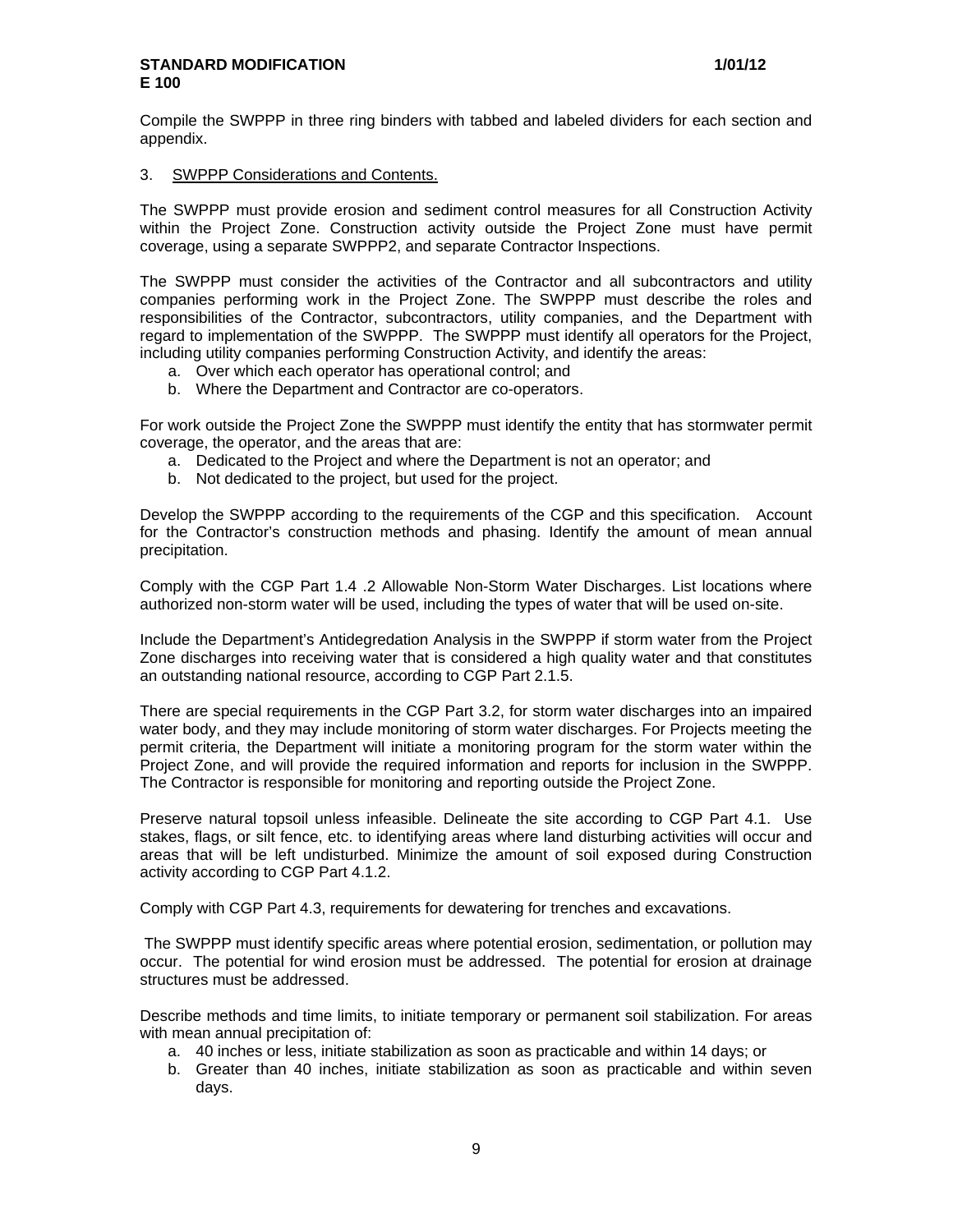Compile the SWPPP in three ring binders with tabbed and labeled dividers for each section and appendix.

3. SWPPP Considerations and Contents.

The SWPPP must provide erosion and sediment control measures for all Construction Activity within the Project Zone. Construction activity outside the Project Zone must have permit coverage, using a separate SWPPP2, and separate Contractor Inspections.

The SWPPP must consider the activities of the Contractor and all subcontractors and utility companies performing work in the Project Zone. The SWPPP must describe the roles and responsibilities of the Contractor, subcontractors, utility companies, and the Department with regard to implementation of the SWPPP. The SWPPP must identify all operators for the Project, including utility companies performing Construction Activity, and identify the areas:

a. Over which each operator has operational control; and
b. Where the Department and Contractor are co-operators.

For work outside the Project Zone the SWPPP must identify the entity that has stormwater permit coverage, the operator, and the areas that are:

a. Dedicated to the Project and where the Department is not an operator; and
b. Not dedicated to the project, but used for the project.

Develop the SWPPP according to the requirements of the CGP and this specification. Account for the Contractor's construction methods and phasing. Identify the amount of mean annual precipitation.

Comply with the CGP Part 1.4 .2 Allowable Non-Storm Water Discharges. List locations where authorized non-storm water will be used, including the types of water that will be used on-site.

Include the Department's Antidegredation Analysis in the SWPPP if storm water from the Project Zone discharges into receiving water that is considered a high quality water and that constitutes an outstanding national resource, according to CGP Part 2.1.5.

There are special requirements in the CGP Part 3.2, for storm water discharges into an impaired water body, and they may include monitoring of storm water discharges. For Projects meeting the permit criteria, the Department will initiate a monitoring program for the storm water within the Project Zone, and will provide the required information and reports for inclusion in the SWPPP. The Contractor is responsible for monitoring and reporting outside the Project Zone.

Preserve natural topsoil unless infeasible. Delineate the site according to CGP Part 4.1. Use stakes, flags, or silt fence, etc. to identifying areas where land disturbing activities will occur and areas that will be left undisturbed. Minimize the amount of soil exposed during Construction activity according to CGP Part 4.1.2.

Comply with CGP Part 4.3, requirements for dewatering for trenches and excavations.

The SWPPP must identify specific areas where potential erosion, sedimentation, or pollution may occur. The potential for wind erosion must be addressed. The potential for erosion at drainage structures must be addressed.

Describe methods and time limits, to initiate temporary or permanent soil stabilization. For areas with mean annual precipitation of:

a. 40 inches or less, initiate stabilization as soon as practicable and within 14 days; or
b. Greater than 40 inches, initiate stabilization as soon as practicable and within seven days.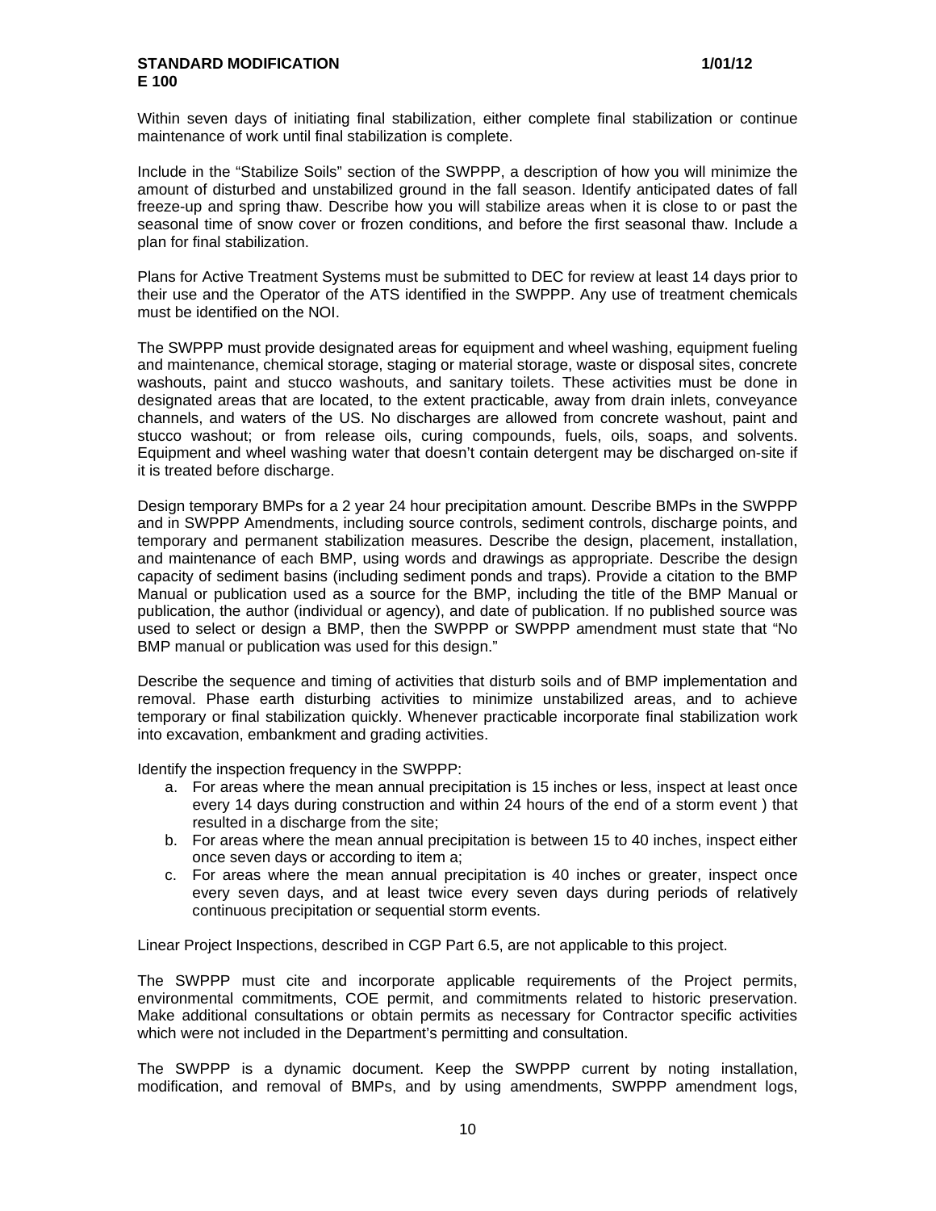Within seven days of initiating final stabilization, either complete final stabilization or continue maintenance of work until final stabilization is complete.

Include in the "Stabilize Soils" section of the SWPPP, a description of how you will minimize the amount of disturbed and unstabilized ground in the fall season. Identify anticipated dates of fall freeze-up and spring thaw. Describe how you will stabilize areas when it is close to or past the seasonal time of snow cover or frozen conditions, and before the first seasonal thaw. Include a plan for final stabilization.

Plans for Active Treatment Systems must be submitted to DEC for review at least 14 days prior to their use and the Operator of the ATS identified in the SWPPP. Any use of treatment chemicals must be identified on the NOI.

The SWPPP must provide designated areas for equipment and wheel washing, equipment fueling and maintenance, chemical storage, staging or material storage, waste or disposal sites, concrete washouts, paint and stucco washouts, and sanitary toilets. These activities must be done in designated areas that are located, to the extent practicable, away from drain inlets, conveyance channels, and waters of the US. No discharges are allowed from concrete washout, paint and stucco washout; or from release oils, curing compounds, fuels, oils, soaps, and solvents. Equipment and wheel washing water that doesn't contain detergent may be discharged on-site if it is treated before discharge.

Design temporary BMPs for a 2 year 24 hour precipitation amount. Describe BMPs in the SWPPP and in SWPPP Amendments, including source controls, sediment controls, discharge points, and temporary and permanent stabilization measures. Describe the design, placement, installation, and maintenance of each BMP, using words and drawings as appropriate. Describe the design capacity of sediment basins (including sediment ponds and traps). Provide a citation to the BMP Manual or publication used as a source for the BMP, including the title of the BMP Manual or publication, the author (individual or agency), and date of publication. If no published source was used to select or design a BMP, then the SWPPP or SWPPP amendment must state that "No BMP manual or publication was used for this design."

Describe the sequence and timing of activities that disturb soils and of BMP implementation and removal. Phase earth disturbing activities to minimize unstabilized areas, and to achieve temporary or final stabilization quickly. Whenever practicable incorporate final stabilization work into excavation, embankment and grading activities.

Identify the inspection frequency in the SWPPP:

a. For areas where the mean annual precipitation is 15 inches or less, inspect at least once every 14 days during construction and within 24 hours of the end of a storm event ) that resulted in a discharge from the site;
b. For areas where the mean annual precipitation is between 15 to 40 inches, inspect either once seven days or according to item a;
c. For areas where the mean annual precipitation is 40 inches or greater, inspect once every seven days, and at least twice every seven days during periods of relatively continuous precipitation or sequential storm events.

Linear Project Inspections, described in CGP Part 6.5, are not applicable to this project.

The SWPPP must cite and incorporate applicable requirements of the Project permits, environmental commitments, COE permit, and commitments related to historic preservation. Make additional consultations or obtain permits as necessary for Contractor specific activities which were not included in the Department's permitting and consultation.

The SWPPP is a dynamic document. Keep the SWPPP current by noting installation, modification, and removal of BMPs, and by using amendments, SWPPP amendment logs,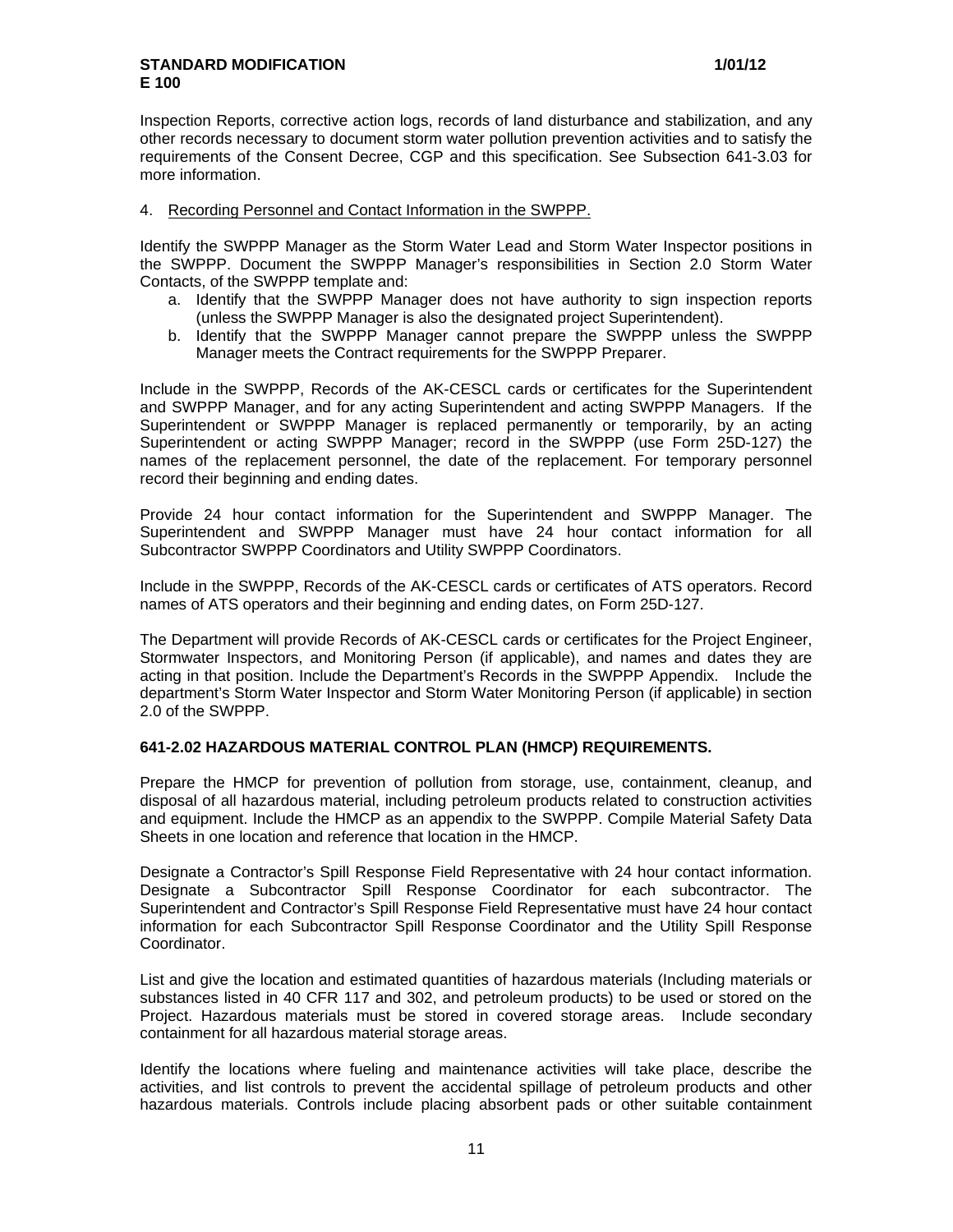Inspection Reports, corrective action logs, records of land disturbance and stabilization, and any other records necessary to document storm water pollution prevention activities and to satisfy the requirements of the Consent Decree, CGP and this specification. See Subsection 641-3.03 for more information.

4. Recording Personnel and Contact Information in the SWPPP.

Identify the SWPPP Manager as the Storm Water Lead and Storm Water Inspector positions in the SWPPP. Document the SWPPP Manager's responsibilities in Section 2.0 Storm Water Contacts, of the SWPPP template and:

a. Identify that the SWPPP Manager does not have authority to sign inspection reports (unless the SWPPP Manager is also the designated project Superintendent).
b. Identify that the SWPPP Manager cannot prepare the SWPPP unless the SWPPP Manager meets the Contract requirements for the SWPPP Preparer.

Include in the SWPPP, Records of the AK-CESCL cards or certificates for the Superintendent and SWPPP Manager, and for any acting Superintendent and acting SWPPP Managers. If the Superintendent or SWPPP Manager is replaced permanently or temporarily, by an acting Superintendent or acting SWPPP Manager; record in the SWPPP (use Form 25D-127) the names of the replacement personnel, the date of the replacement. For temporary personnel record their beginning and ending dates.

Provide 24 hour contact information for the Superintendent and SWPPP Manager. The Superintendent and SWPPP Manager must have 24 hour contact information for all Subcontractor SWPPP Coordinators and Utility SWPPP Coordinators.

Include in the SWPPP, Records of the AK-CESCL cards or certificates of ATS operators. Record names of ATS operators and their beginning and ending dates, on Form 25D-127.

The Department will provide Records of AK-CESCL cards or certificates for the Project Engineer, Stormwater Inspectors, and Monitoring Person (if applicable), and names and dates they are acting in that position. Include the Department's Records in the SWPPP Appendix. Include the department's Storm Water Inspector and Storm Water Monitoring Person (if applicable) in section 2.0 of the SWPPP.

**641-2.02 HAZARDOUS MATERIAL CONTROL PLAN (HMCP) REQUIREMENTS.**

Prepare the HMCP for prevention of pollution from storage, use, containment, cleanup, and disposal of all hazardous material, including petroleum products related to construction activities and equipment. Include the HMCP as an appendix to the SWPPP. Compile Material Safety Data Sheets in one location and reference that location in the HMCP.

Designate a Contractor's Spill Response Field Representative with 24 hour contact information. Designate a Subcontractor Spill Response Coordinator for each subcontractor. The Superintendent and Contractor's Spill Response Field Representative must have 24 hour contact information for each Subcontractor Spill Response Coordinator and the Utility Spill Response Coordinator.

List and give the location and estimated quantities of hazardous materials (Including materials or substances listed in 40 CFR 117 and 302, and petroleum products) to be used or stored on the Project. Hazardous materials must be stored in covered storage areas. Include secondary containment for all hazardous material storage areas.

Identify the locations where fueling and maintenance activities will take place, describe the activities, and list controls to prevent the accidental spillage of petroleum products and other hazardous materials. Controls include placing absorbent pads or other suitable containment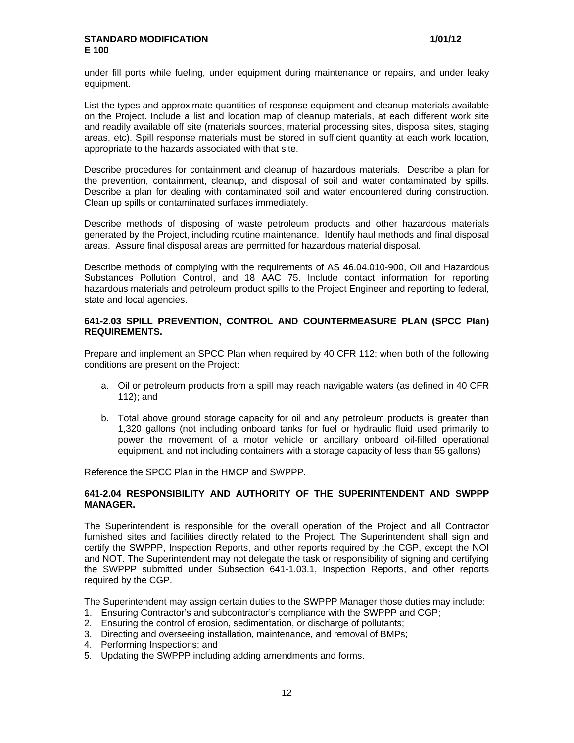under fill ports while fueling, under equipment during maintenance or repairs, and under leaky equipment.

List the types and approximate quantities of response equipment and cleanup materials available on the Project. Include a list and location map of cleanup materials, at each different work site and readily available off site (materials sources, material processing sites, disposal sites, staging areas, etc). Spill response materials must be stored in sufficient quantity at each work location, appropriate to the hazards associated with that site.

Describe procedures for containment and cleanup of hazardous materials. Describe a plan for the prevention, containment, cleanup, and disposal of soil and water contaminated by spills. Describe a plan for dealing with contaminated soil and water encountered during construction. Clean up spills or contaminated surfaces immediately.

Describe methods of disposing of waste petroleum products and other hazardous materials generated by the Project, including routine maintenance. Identify haul methods and final disposal areas. Assure final disposal areas are permitted for hazardous material disposal.

Describe methods of complying with the requirements of AS 46.04.010-900, Oil and Hazardous Substances Pollution Control, and 18 AAC 75. Include contact information for reporting hazardous materials and petroleum product spills to the Project Engineer and reporting to federal, state and local agencies.

**641-2.03 SPILL PREVENTION, CONTROL AND COUNTERMEASURE PLAN (SPCC Plan) REQUIREMENTS.**

Prepare and implement an SPCC Plan when required by 40 CFR 112; when both of the following conditions are present on the Project:

a. Oil or petroleum products from a spill may reach navigable waters (as defined in 40 CFR 112); and

b. Total above ground storage capacity for oil and any petroleum products is greater than 1,320 gallons (not including onboard tanks for fuel or hydraulic fluid used primarily to power the movement of a motor vehicle or ancillary onboard oil-filled operational equipment, and not including containers with a storage capacity of less than 55 gallons)

Reference the SPCC Plan in the HMCP and SWPPP.

**641-2.04 RESPONSIBILITY AND AUTHORITY OF THE SUPERINTENDENT AND SWPPP MANAGER.**

The Superintendent is responsible for the overall operation of the Project and all Contractor furnished sites and facilities directly related to the Project. The Superintendent shall sign and certify the SWPPP, Inspection Reports, and other reports required by the CGP, except the NOI and NOT. The Superintendent may not delegate the task or responsibility of signing and certifying the SWPPP submitted under Subsection 641-1.03.1, Inspection Reports, and other reports required by the CGP.

The Superintendent may assign certain duties to the SWPPP Manager those duties may include:

1. Ensuring Contractor's and subcontractor's compliance with the SWPPP and CGP;
2. Ensuring the control of erosion, sedimentation, or discharge of pollutants;
3. Directing and overseeing installation, maintenance, and removal of BMPs;
4. Performing Inspections; and
5. Updating the SWPPP including adding amendments and forms.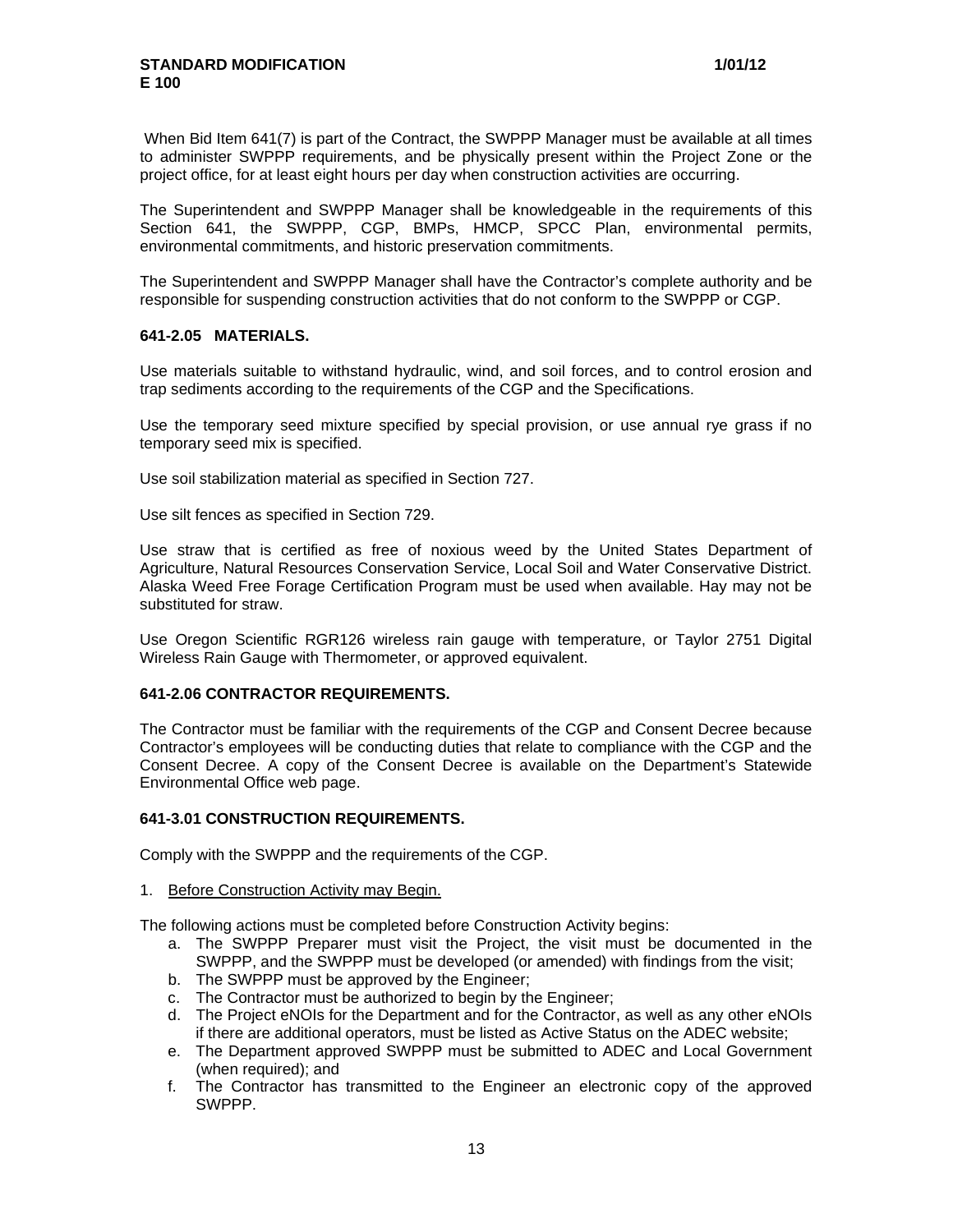When Bid Item 641(7) is part of the Contract, the SWPPP Manager must be available at all times to administer SWPPP requirements, and be physically present within the Project Zone or the project office, for at least eight hours per day when construction activities are occurring.

The Superintendent and SWPPP Manager shall be knowledgeable in the requirements of this Section 641, the SWPPP, CGP, BMPs, HMCP, SPCC Plan, environmental permits, environmental commitments, and historic preservation commitments.

The Superintendent and SWPPP Manager shall have the Contractor's complete authority and be responsible for suspending construction activities that do not conform to the SWPPP or CGP.

**641-2.05 MATERIALS.**

Use materials suitable to withstand hydraulic, wind, and soil forces, and to control erosion and trap sediments according to the requirements of the CGP and the Specifications.

Use the temporary seed mixture specified by special provision, or use annual rye grass if no temporary seed mix is specified.

Use soil stabilization material as specified in Section 727.

Use silt fences as specified in Section 729.

Use straw that is certified as free of noxious weed by the United States Department of Agriculture, Natural Resources Conservation Service, Local Soil and Water Conservative District. Alaska Weed Free Forage Certification Program must be used when available. Hay may not be substituted for straw.

Use Oregon Scientific RGR126 wireless rain gauge with temperature, or Taylor 2751 Digital Wireless Rain Gauge with Thermometer, or approved equivalent.

**641-2.06 CONTRACTOR REQUIREMENTS.**

The Contractor must be familiar with the requirements of the CGP and Consent Decree because Contractor's employees will be conducting duties that relate to compliance with the CGP and the Consent Decree. A copy of the Consent Decree is available on the Department's Statewide Environmental Office web page.

**641-3.01 CONSTRUCTION REQUIREMENTS.**

Comply with the SWPPP and the requirements of the CGP.

1. Before Construction Activity may Begin.

The following actions must be completed before Construction Activity begins:

a. The SWPPP Preparer must visit the Project, the visit must be documented in the SWPPP, and the SWPPP must be developed (or amended) with findings from the visit;
b. The SWPPP must be approved by the Engineer;
c. The Contractor must be authorized to begin by the Engineer;
d. The Project eNOIs for the Department and for the Contractor, as well as any other eNOIs if there are additional operators, must be listed as Active Status on the ADEC website;
e. The Department approved SWPPP must be submitted to ADEC and Local Government (when required); and
f. The Contractor has transmitted to the Engineer an electronic copy of the approved SWPPP.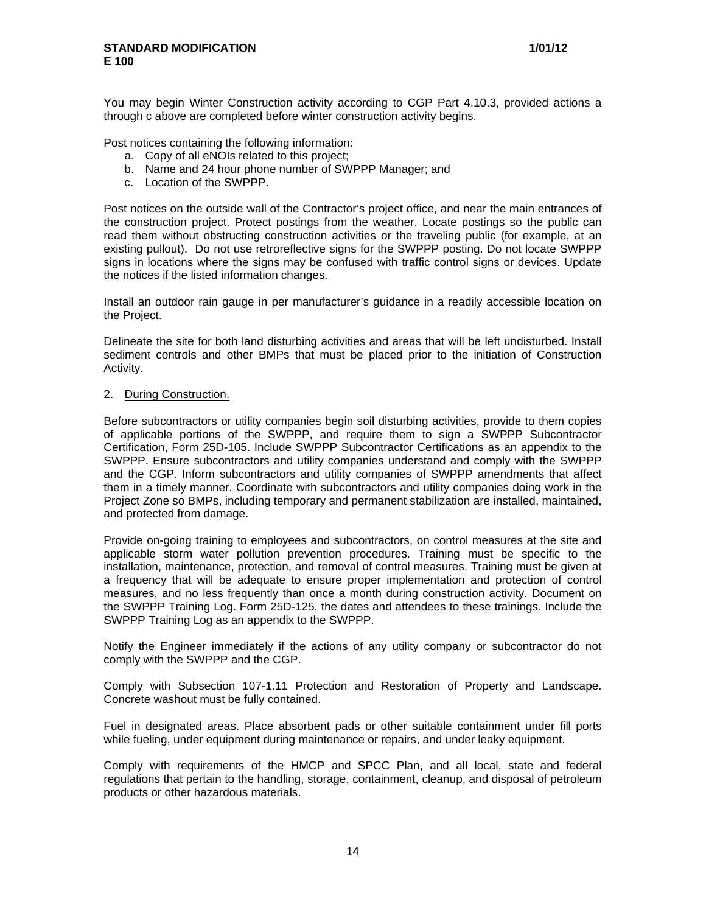You may begin Winter Construction activity according to CGP Part 4.10.3, provided actions a through c above are completed before winter construction activity begins.

Post notices containing the following information:

a. Copy of all eNOIs related to this project;
b. Name and 24 hour phone number of SWPPP Manager; and
c. Location of the SWPPP.

Post notices on the outside wall of the Contractor's project office, and near the main entrances of the construction project. Protect postings from the weather. Locate postings so the public can read them without obstructing construction activities or the traveling public (for example, at an existing pullout). Do not use retroreflective signs for the SWPPP posting. Do not locate SWPPP signs in locations where the signs may be confused with traffic control signs or devices. Update the notices if the listed information changes.

Install an outdoor rain gauge in per manufacturer's guidance in a readily accessible location on the Project.

Delineate the site for both land disturbing activities and areas that will be left undisturbed. Install sediment controls and other BMPs that must be placed prior to the initiation of Construction Activity.

2. <u>During Construction.</u>

Before subcontractors or utility companies begin soil disturbing activities, provide to them copies of applicable portions of the SWPPP, and require them to sign a SWPPP Subcontractor Certification, Form 25D-105. Include SWPPP Subcontractor Certifications as an appendix to the SWPPP. Ensure subcontractors and utility companies understand and comply with the SWPPP and the CGP. Inform subcontractors and utility companies of SWPPP amendments that affect them in a timely manner. Coordinate with subcontractors and utility companies doing work in the Project Zone so BMPs, including temporary and permanent stabilization are installed, maintained, and protected from damage.

Provide on-going training to employees and subcontractors, on control measures at the site and applicable storm water pollution prevention procedures. Training must be specific to the installation, maintenance, protection, and removal of control measures. Training must be given at a frequency that will be adequate to ensure proper implementation and protection of control measures, and no less frequently than once a month during construction activity. Document on the SWPPP Training Log. Form 25D-125, the dates and attendees to these trainings. Include the SWPPP Training Log as an appendix to the SWPPP.

Notify the Engineer immediately if the actions of any utility company or subcontractor do not comply with the SWPPP and the CGP.

Comply with Subsection 107-1.11 Protection and Restoration of Property and Landscape. Concrete washout must be fully contained.

Fuel in designated areas. Place absorbent pads or other suitable containment under fill ports while fueling, under equipment during maintenance or repairs, and under leaky equipment.

Comply with requirements of the HMCP and SPCC Plan, and all local, state and federal regulations that pertain to the handling, storage, containment, cleanup, and disposal of petroleum products or other hazardous materials.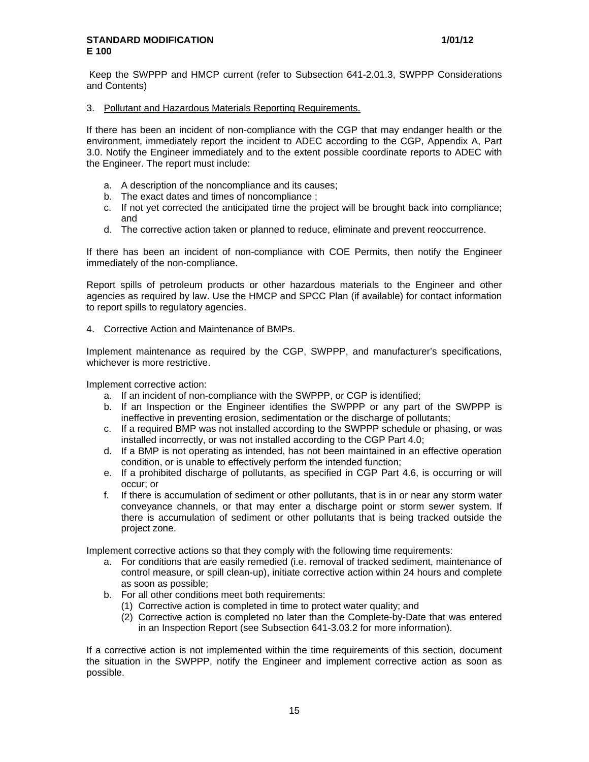Keep the SWPPP and HMCP current (refer to Subsection 641-2.01.3, SWPPP Considerations and Contents)

3. Pollutant and Hazardous Materials Reporting Requirements.

If there has been an incident of non-compliance with the CGP that may endanger health or the environment, immediately report the incident to ADEC according to the CGP, Appendix A, Part 3.0. Notify the Engineer immediately and to the extent possible coordinate reports to ADEC with the Engineer. The report must include:

a. A description of the noncompliance and its causes;
b. The exact dates and times of noncompliance ;
c. If not yet corrected the anticipated time the project will be brought back into compliance; and
d. The corrective action taken or planned to reduce, eliminate and prevent reoccurrence.

If there has been an incident of non-compliance with COE Permits, then notify the Engineer immediately of the non-compliance.

Report spills of petroleum products or other hazardous materials to the Engineer and other agencies as required by law. Use the HMCP and SPCC Plan (if available) for contact information to report spills to regulatory agencies.

4. Corrective Action and Maintenance of BMPs.

Implement maintenance as required by the CGP, SWPPP, and manufacturer's specifications, whichever is more restrictive.

Implement corrective action:

a. If an incident of non-compliance with the SWPPP, or CGP is identified;
b. If an Inspection or the Engineer identifies the SWPPP or any part of the SWPPP is ineffective in preventing erosion, sedimentation or the discharge of pollutants;
c. If a required BMP was not installed according to the SWPPP schedule or phasing, or was installed incorrectly, or was not installed according to the CGP Part 4.0;
d. If a BMP is not operating as intended, has not been maintained in an effective operation condition, or is unable to effectively perform the intended function;
e. If a prohibited discharge of pollutants, as specified in CGP Part 4.6, is occurring or will occur; or
f. If there is accumulation of sediment or other pollutants, that is in or near any storm water conveyance channels, or that may enter a discharge point or storm sewer system. If there is accumulation of sediment or other pollutants that is being tracked outside the project zone.

Implement corrective actions so that they comply with the following time requirements:

a. For conditions that are easily remedied (i.e. removal of tracked sediment, maintenance of control measure, or spill clean-up), initiate corrective action within 24 hours and complete as soon as possible;
b. For all other conditions meet both requirements:
   (1) Corrective action is completed in time to protect water quality; and
   (2) Corrective action is completed no later than the Complete-by-Date that was entered in an Inspection Report (see Subsection 641-3.03.2 for more information).

If a corrective action is not implemented within the time requirements of this section, document the situation in the SWPPP, notify the Engineer and implement corrective action as soon as possible.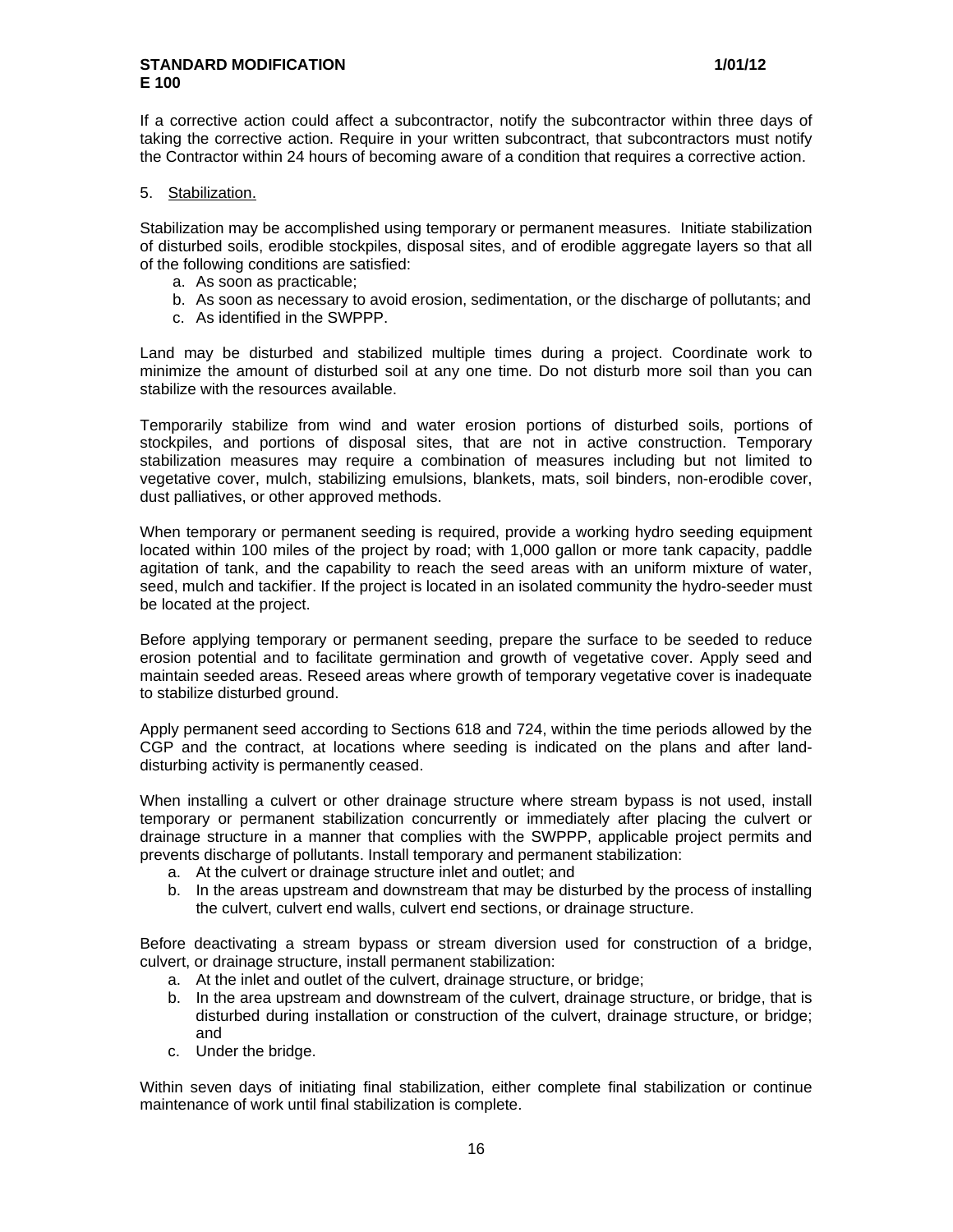If a corrective action could affect a subcontractor, notify the subcontractor within three days of taking the corrective action. Require in your written subcontract, that subcontractors must notify the Contractor within 24 hours of becoming aware of a condition that requires a corrective action.

5. Stabilization.

Stabilization may be accomplished using temporary or permanent measures. Initiate stabilization of disturbed soils, erodible stockpiles, disposal sites, and of erodible aggregate layers so that all of the following conditions are satisfied:

a. As soon as practicable;
b. As soon as necessary to avoid erosion, sedimentation, or the discharge of pollutants; and
c. As identified in the SWPPP.

Land may be disturbed and stabilized multiple times during a project. Coordinate work to minimize the amount of disturbed soil at any one time. Do not disturb more soil than you can stabilize with the resources available.

Temporarily stabilize from wind and water erosion portions of disturbed soils, portions of stockpiles, and portions of disposal sites, that are not in active construction. Temporary stabilization measures may require a combination of measures including but not limited to vegetative cover, mulch, stabilizing emulsions, blankets, mats, soil binders, non-erodible cover, dust palliatives, or other approved methods.

When temporary or permanent seeding is required, provide a working hydro seeding equipment located within 100 miles of the project by road; with 1,000 gallon or more tank capacity, paddle agitation of tank, and the capability to reach the seed areas with an uniform mixture of water, seed, mulch and tackifier. If the project is located in an isolated community the hydro-seeder must be located at the project.

Before applying temporary or permanent seeding, prepare the surface to be seeded to reduce erosion potential and to facilitate germination and growth of vegetative cover. Apply seed and maintain seeded areas. Reseed areas where growth of temporary vegetative cover is inadequate to stabilize disturbed ground.

Apply permanent seed according to Sections 618 and 724, within the time periods allowed by the CGP and the contract, at locations where seeding is indicated on the plans and after land-disturbing activity is permanently ceased.

When installing a culvert or other drainage structure where stream bypass is not used, install temporary or permanent stabilization concurrently or immediately after placing the culvert or drainage structure in a manner that complies with the SWPPP, applicable project permits and prevents discharge of pollutants. Install temporary and permanent stabilization:

a. At the culvert or drainage structure inlet and outlet; and
b. In the areas upstream and downstream that may be disturbed by the process of installing the culvert, culvert end walls, culvert end sections, or drainage structure.

Before deactivating a stream bypass or stream diversion used for construction of a bridge, culvert, or drainage structure, install permanent stabilization:

a. At the inlet and outlet of the culvert, drainage structure, or bridge;
b. In the area upstream and downstream of the culvert, drainage structure, or bridge, that is disturbed during installation or construction of the culvert, drainage structure, or bridge; and
c. Under the bridge.

Within seven days of initiating final stabilization, either complete final stabilization or continue maintenance of work until final stabilization is complete.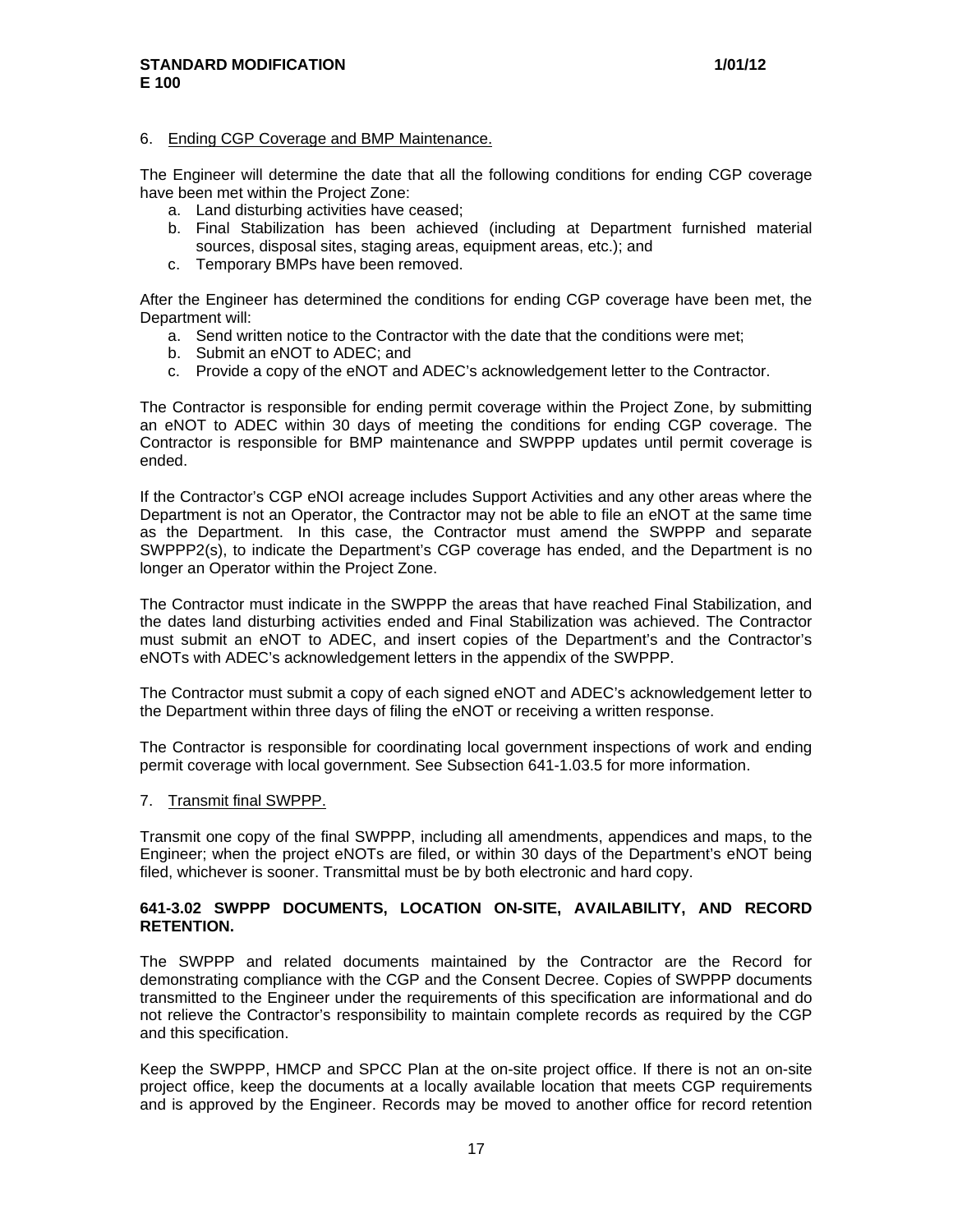6. Ending CGP Coverage and BMP Maintenance.

The Engineer will determine the date that all the following conditions for ending CGP coverage have been met within the Project Zone:

a. Land disturbing activities have ceased;
b. Final Stabilization has been achieved (including at Department furnished material sources, disposal sites, staging areas, equipment areas, etc.); and
c. Temporary BMPs have been removed.

After the Engineer has determined the conditions for ending CGP coverage have been met, the Department will:

a. Send written notice to the Contractor with the date that the conditions were met;
b. Submit an eNOT to ADEC; and
c. Provide a copy of the eNOT and ADEC's acknowledgement letter to the Contractor.

The Contractor is responsible for ending permit coverage within the Project Zone, by submitting an eNOT to ADEC within 30 days of meeting the conditions for ending CGP coverage. The Contractor is responsible for BMP maintenance and SWPPP updates until permit coverage is ended.

If the Contractor's CGP eNOI acreage includes Support Activities and any other areas where the Department is not an Operator, the Contractor may not be able to file an eNOT at the same time as the Department. In this case, the Contractor must amend the SWPPP and separate SWPPP2(s), to indicate the Department's CGP coverage has ended, and the Department is no longer an Operator within the Project Zone.

The Contractor must indicate in the SWPPP the areas that have reached Final Stabilization, and the dates land disturbing activities ended and Final Stabilization was achieved. The Contractor must submit an eNOT to ADEC, and insert copies of the Department's and the Contractor's eNOTs with ADEC's acknowledgement letters in the appendix of the SWPPP.

The Contractor must submit a copy of each signed eNOT and ADEC's acknowledgement letter to the Department within three days of filing the eNOT or receiving a written response.

The Contractor is responsible for coordinating local government inspections of work and ending permit coverage with local government. See Subsection 641-1.03.5 for more information.

7. Transmit final SWPPP.

Transmit one copy of the final SWPPP, including all amendments, appendices and maps, to the Engineer; when the project eNOTs are filed, or within 30 days of the Department's eNOT being filed, whichever is sooner. Transmittal must be by both electronic and hard copy.

**641-3.02 SWPPP DOCUMENTS, LOCATION ON-SITE, AVAILABILITY, AND RECORD RETENTION.**

The SWPPP and related documents maintained by the Contractor are the Record for demonstrating compliance with the CGP and the Consent Decree. Copies of SWPPP documents transmitted to the Engineer under the requirements of this specification are informational and do not relieve the Contractor's responsibility to maintain complete records as required by the CGP and this specification.

Keep the SWPPP, HMCP and SPCC Plan at the on-site project office. If there is not an on-site project office, keep the documents at a locally available location that meets CGP requirements and is approved by the Engineer. Records may be moved to another office for record retention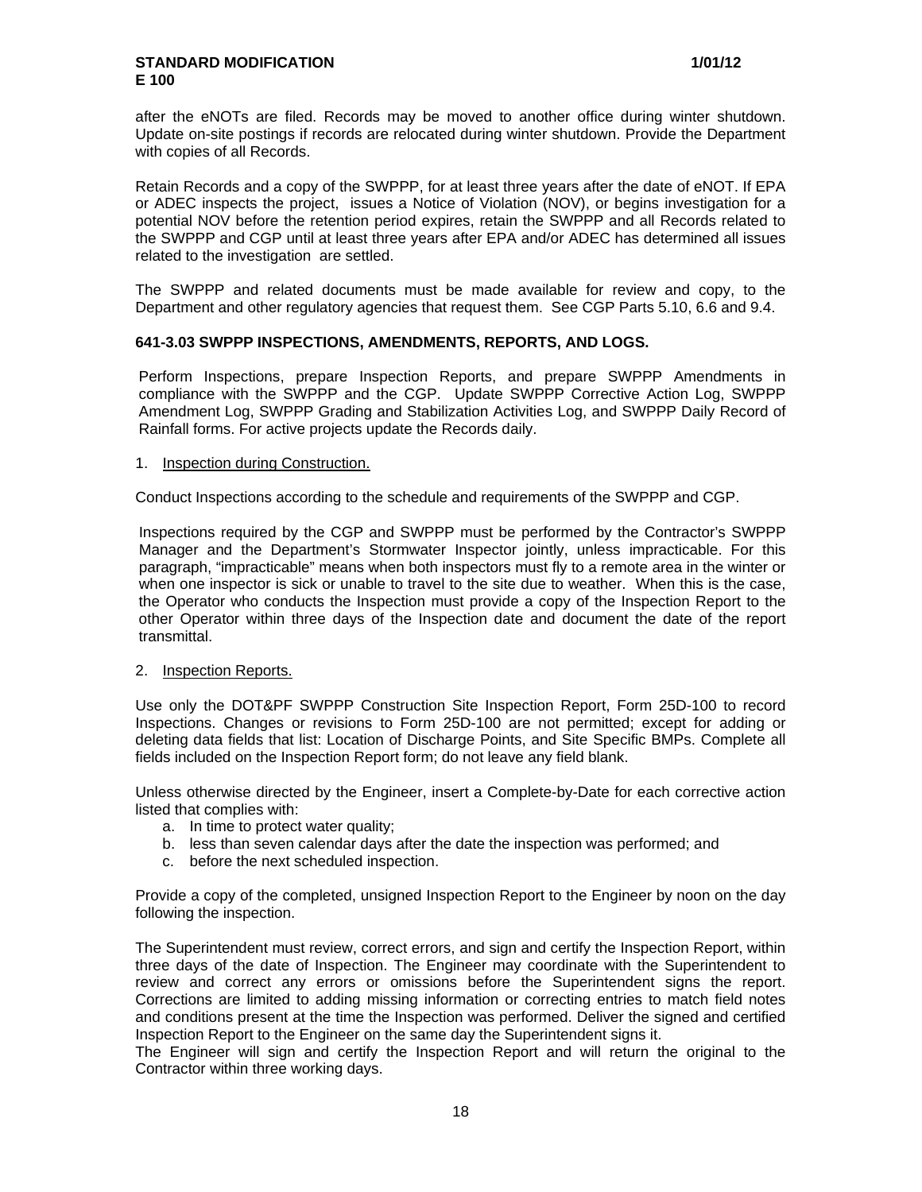after the eNOTs are filed. Records may be moved to another office during winter shutdown. Update on-site postings if records are relocated during winter shutdown. Provide the Department with copies of all Records.

Retain Records and a copy of the SWPPP, for at least three years after the date of eNOT. If EPA or ADEC inspects the project, issues a Notice of Violation (NOV), or begins investigation for a potential NOV before the retention period expires, retain the SWPPP and all Records related to the SWPPP and CGP until at least three years after EPA and/or ADEC has determined all issues related to the investigation are settled.

The SWPPP and related documents must be made available for review and copy, to the Department and other regulatory agencies that request them. See CGP Parts 5.10, 6.6 and 9.4.

**641-3.03 SWPPP INSPECTIONS, AMENDMENTS, REPORTS, AND LOGS.**

Perform Inspections, prepare Inspection Reports, and prepare SWPPP Amendments in compliance with the SWPPP and the CGP. Update SWPPP Corrective Action Log, SWPPP Amendment Log, SWPPP Grading and Stabilization Activities Log, and SWPPP Daily Record of Rainfall forms. For active projects update the Records daily.

1. <u>Inspection during Construction.</u>

Conduct Inspections according to the schedule and requirements of the SWPPP and CGP.

Inspections required by the CGP and SWPPP must be performed by the Contractor's SWPPP Manager and the Department's Stormwater Inspector jointly, unless impracticable. For this paragraph, "impracticable" means when both inspectors must fly to a remote area in the winter or when one inspector is sick or unable to travel to the site due to weather. When this is the case, the Operator who conducts the Inspection must provide a copy of the Inspection Report to the other Operator within three days of the Inspection date and document the date of the report transmittal.

2. <u>Inspection Reports.</u>

Use only the DOT&PF SWPPP Construction Site Inspection Report, Form 25D-100 to record Inspections. Changes or revisions to Form 25D-100 are not permitted; except for adding or deleting data fields that list: Location of Discharge Points, and Site Specific BMPs. Complete all fields included on the Inspection Report form; do not leave any field blank.

Unless otherwise directed by the Engineer, insert a Complete-by-Date for each corrective action listed that complies with:

a. In time to protect water quality;
b. less than seven calendar days after the date the inspection was performed; and
c. before the next scheduled inspection.

Provide a copy of the completed, unsigned Inspection Report to the Engineer by noon on the day following the inspection.

The Superintendent must review, correct errors, and sign and certify the Inspection Report, within three days of the date of Inspection. The Engineer may coordinate with the Superintendent to review and correct any errors or omissions before the Superintendent signs the report. Corrections are limited to adding missing information or correcting entries to match field notes and conditions present at the time the Inspection was performed. Deliver the signed and certified Inspection Report to the Engineer on the same day the Superintendent signs it.

The Engineer will sign and certify the Inspection Report and will return the original to the Contractor within three working days.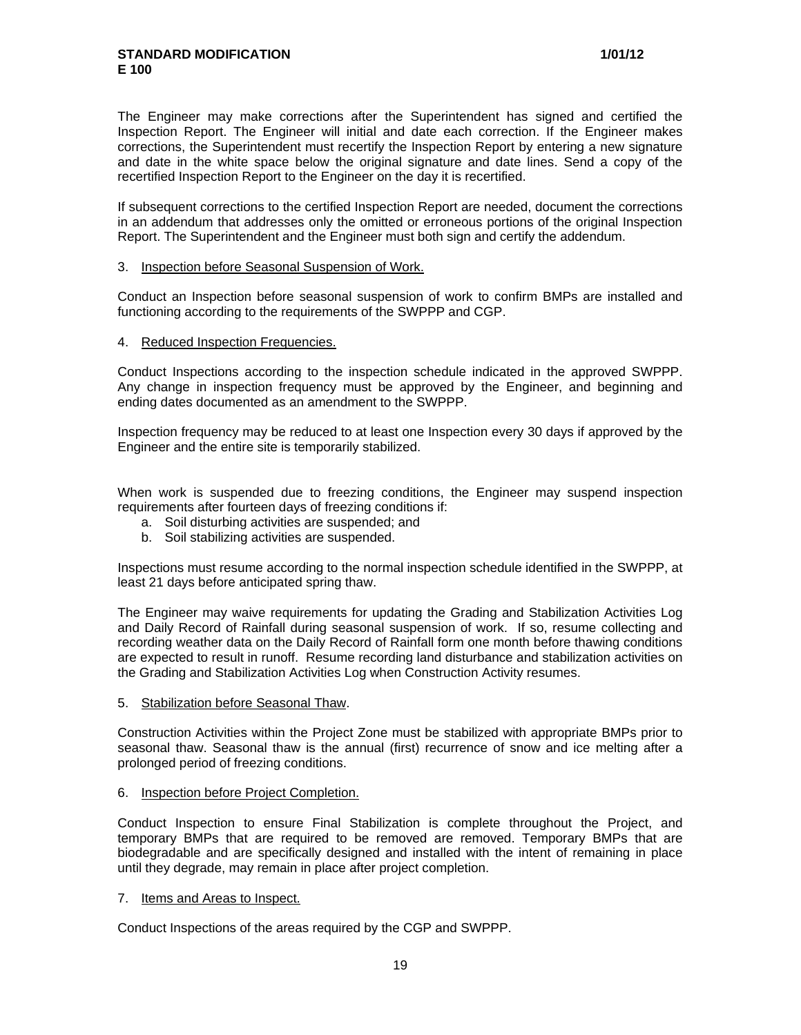The Engineer may make corrections after the Superintendent has signed and certified the Inspection Report. The Engineer will initial and date each correction. If the Engineer makes corrections, the Superintendent must recertify the Inspection Report by entering a new signature and date in the white space below the original signature and date lines. Send a copy of the recertified Inspection Report to the Engineer on the day it is recertified.

If subsequent corrections to the certified Inspection Report are needed, document the corrections in an addendum that addresses only the omitted or erroneous portions of the original Inspection Report. The Superintendent and the Engineer must both sign and certify the addendum.

3. Inspection before Seasonal Suspension of Work.

Conduct an Inspection before seasonal suspension of work to confirm BMPs are installed and functioning according to the requirements of the SWPPP and CGP.

4. Reduced Inspection Frequencies.

Conduct Inspections according to the inspection schedule indicated in the approved SWPPP. Any change in inspection frequency must be approved by the Engineer, and beginning and ending dates documented as an amendment to the SWPPP.

Inspection frequency may be reduced to at least one Inspection every 30 days if approved by the Engineer and the entire site is temporarily stabilized.

When work is suspended due to freezing conditions, the Engineer may suspend inspection requirements after fourteen days of freezing conditions if:

a. Soil disturbing activities are suspended; and
b. Soil stabilizing activities are suspended.

Inspections must resume according to the normal inspection schedule identified in the SWPPP, at least 21 days before anticipated spring thaw.

The Engineer may waive requirements for updating the Grading and Stabilization Activities Log and Daily Record of Rainfall during seasonal suspension of work. If so, resume collecting and recording weather data on the Daily Record of Rainfall form one month before thawing conditions are expected to result in runoff. Resume recording land disturbance and stabilization activities on the Grading and Stabilization Activities Log when Construction Activity resumes.

5. Stabilization before Seasonal Thaw.

Construction Activities within the Project Zone must be stabilized with appropriate BMPs prior to seasonal thaw. Seasonal thaw is the annual (first) recurrence of snow and ice melting after a prolonged period of freezing conditions.

6. Inspection before Project Completion.

Conduct Inspection to ensure Final Stabilization is complete throughout the Project, and temporary BMPs that are required to be removed are removed. Temporary BMPs that are biodegradable and are specifically designed and installed with the intent of remaining in place until they degrade, may remain in place after project completion.

7. Items and Areas to Inspect.

Conduct Inspections of the areas required by the CGP and SWPPP.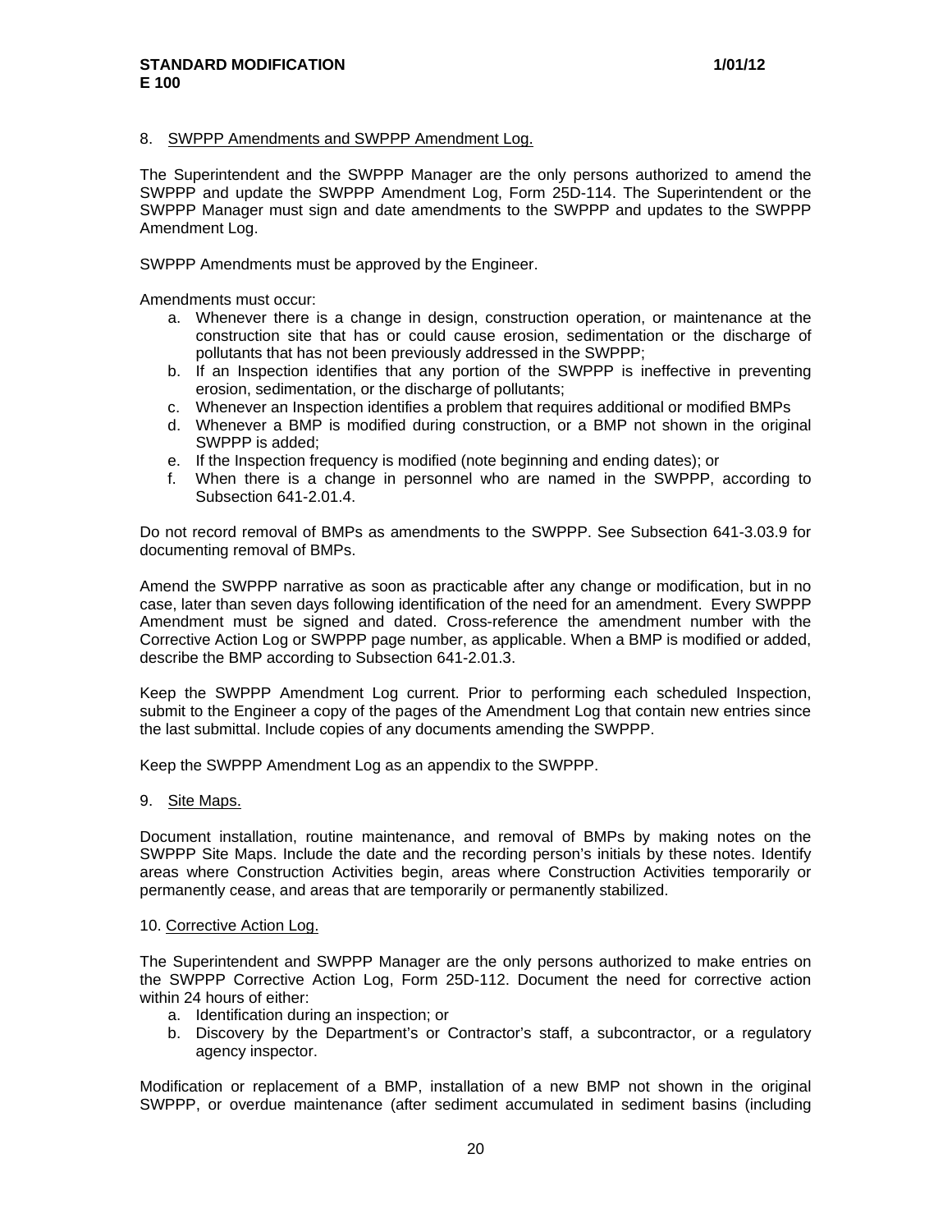8. <u>SWPPP Amendments and SWPPP Amendment Log.</u>

The Superintendent and the SWPPP Manager are the only persons authorized to amend the SWPPP and update the SWPPP Amendment Log, Form 25D-114. The Superintendent or the SWPPP Manager must sign and date amendments to the SWPPP and updates to the SWPPP Amendment Log.

SWPPP Amendments must be approved by the Engineer.

Amendments must occur:

a. Whenever there is a change in design, construction operation, or maintenance at the construction site that has or could cause erosion, sedimentation or the discharge of pollutants that has not been previously addressed in the SWPPP;
b. If an Inspection identifies that any portion of the SWPPP is ineffective in preventing erosion, sedimentation, or the discharge of pollutants;
c. Whenever an Inspection identifies a problem that requires additional or modified BMPs
d. Whenever a BMP is modified during construction, or a BMP not shown in the original SWPPP is added;
e. If the Inspection frequency is modified (note beginning and ending dates); or
f. When there is a change in personnel who are named in the SWPPP, according to Subsection 641-2.01.4.

Do not record removal of BMPs as amendments to the SWPPP. See Subsection 641-3.03.9 for documenting removal of BMPs.

Amend the SWPPP narrative as soon as practicable after any change or modification, but in no case, later than seven days following identification of the need for an amendment. Every SWPPP Amendment must be signed and dated. Cross-reference the amendment number with the Corrective Action Log or SWPPP page number, as applicable. When a BMP is modified or added, describe the BMP according to Subsection 641-2.01.3.

Keep the SWPPP Amendment Log current. Prior to performing each scheduled Inspection, submit to the Engineer a copy of the pages of the Amendment Log that contain new entries since the last submittal. Include copies of any documents amending the SWPPP.

Keep the SWPPP Amendment Log as an appendix to the SWPPP.

9. <u>Site Maps.</u>

Document installation, routine maintenance, and removal of BMPs by making notes on the SWPPP Site Maps. Include the date and the recording person's initials by these notes. Identify areas where Construction Activities begin, areas where Construction Activities temporarily or permanently cease, and areas that are temporarily or permanently stabilized.

10. <u>Corrective Action Log.</u>

The Superintendent and SWPPP Manager are the only persons authorized to make entries on the SWPPP Corrective Action Log, Form 25D-112. Document the need for corrective action within 24 hours of either:

a. Identification during an inspection; or
b. Discovery by the Department's or Contractor's staff, a subcontractor, or a regulatory agency inspector.

Modification or replacement of a BMP, installation of a new BMP not shown in the original SWPPP, or overdue maintenance (after sediment accumulated in sediment basins (including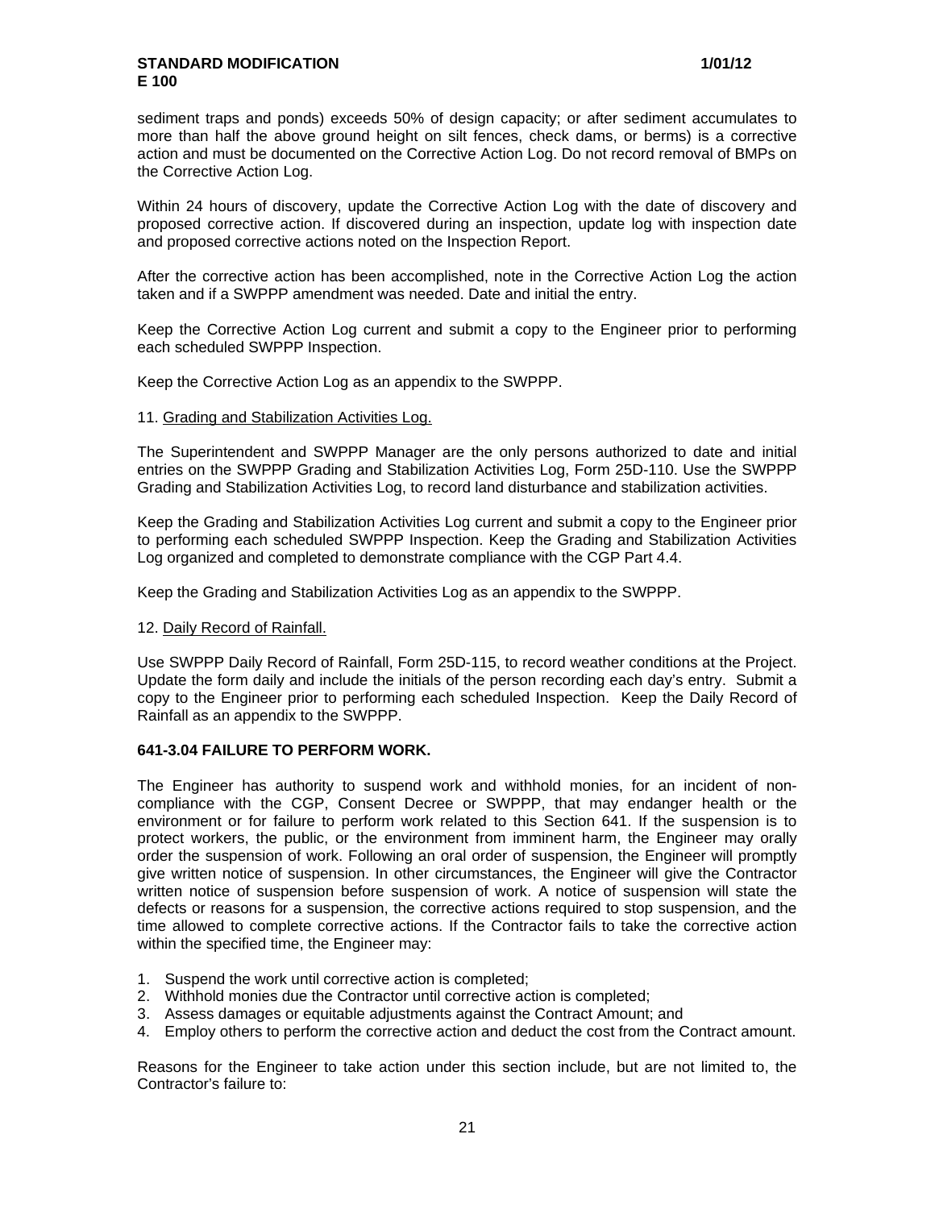sediment traps and ponds) exceeds 50% of design capacity; or after sediment accumulates to more than half the above ground height on silt fences, check dams, or berms) is a corrective action and must be documented on the Corrective Action Log. Do not record removal of BMPs on the Corrective Action Log.

Within 24 hours of discovery, update the Corrective Action Log with the date of discovery and proposed corrective action. If discovered during an inspection, update log with inspection date and proposed corrective actions noted on the Inspection Report.

After the corrective action has been accomplished, note in the Corrective Action Log the action taken and if a SWPPP amendment was needed. Date and initial the entry.

Keep the Corrective Action Log current and submit a copy to the Engineer prior to performing each scheduled SWPPP Inspection.

Keep the Corrective Action Log as an appendix to the SWPPP.

11. Grading and Stabilization Activities Log.

The Superintendent and SWPPP Manager are the only persons authorized to date and initial entries on the SWPPP Grading and Stabilization Activities Log, Form 25D-110. Use the SWPPP Grading and Stabilization Activities Log, to record land disturbance and stabilization activities.

Keep the Grading and Stabilization Activities Log current and submit a copy to the Engineer prior to performing each scheduled SWPPP Inspection. Keep the Grading and Stabilization Activities Log organized and completed to demonstrate compliance with the CGP Part 4.4.

Keep the Grading and Stabilization Activities Log as an appendix to the SWPPP.

12. Daily Record of Rainfall.

Use SWPPP Daily Record of Rainfall, Form 25D-115, to record weather conditions at the Project. Update the form daily and include the initials of the person recording each day's entry. Submit a copy to the Engineer prior to performing each scheduled Inspection. Keep the Daily Record of Rainfall as an appendix to the SWPPP.

**641-3.04 FAILURE TO PERFORM WORK.**

The Engineer has authority to suspend work and withhold monies, for an incident of non-compliance with the CGP, Consent Decree or SWPPP, that may endanger health or the environment or for failure to perform work related to this Section 641. If the suspension is to protect workers, the public, or the environment from imminent harm, the Engineer may orally order the suspension of work. Following an oral order of suspension, the Engineer will promptly give written notice of suspension. In other circumstances, the Engineer will give the Contractor written notice of suspension before suspension of work. A notice of suspension will state the defects or reasons for a suspension, the corrective actions required to stop suspension, and the time allowed to complete corrective actions. If the Contractor fails to take the corrective action within the specified time, the Engineer may:

1. Suspend the work until corrective action is completed;
2. Withhold monies due the Contractor until corrective action is completed;
3. Assess damages or equitable adjustments against the Contract Amount; and
4. Employ others to perform the corrective action and deduct the cost from the Contract amount.

Reasons for the Engineer to take action under this section include, but are not limited to, the Contractor's failure to: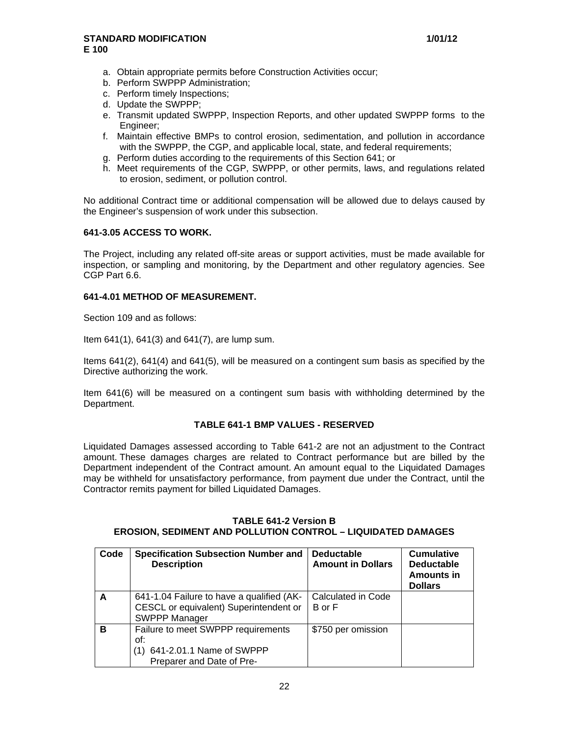a. Obtain appropriate permits before Construction Activities occur;
b. Perform SWPPP Administration;
c. Perform timely Inspections;
d. Update the SWPPP;
e. Transmit updated SWPPP, Inspection Reports, and other updated SWPPP forms to the Engineer;
f. Maintain effective BMPs to control erosion, sedimentation, and pollution in accordance with the SWPPP, the CGP, and applicable local, state, and federal requirements;
g. Perform duties according to the requirements of this Section 641; or
h. Meet requirements of the CGP, SWPPP, or other permits, laws, and regulations related to erosion, sediment, or pollution control.

No additional Contract time or additional compensation will be allowed due to delays caused by the Engineer's suspension of work under this subsection.

### 641-3.05 ACCESS TO WORK.

The Project, including any related off-site areas or support activities, must be made available for inspection, or sampling and monitoring, by the Department and other regulatory agencies. See CGP Part 6.6.

### 641-4.01 METHOD OF MEASUREMENT.

Section 109 and as follows:

Item 641(1), 641(3) and 641(7), are lump sum.

Items 641(2), 641(4) and 641(5), will be measured on a contingent sum basis as specified by the Directive authorizing the work.

Item 641(6) will be measured on a contingent sum basis with withholding determined by the Department.

**TABLE 641-1 BMP VALUES - RESERVED**

Liquidated Damages assessed according to Table 641-2 are not an adjustment to the Contract amount. These damages charges are related to Contract performance but are billed by the Department independent of the Contract amount. An amount equal to the Liquidated Damages may be withheld for unsatisfactory performance, from payment due under the Contract, until the Contractor remits payment for billed Liquidated Damages.

**TABLE 641-2 Version B**
**EROSION, SEDIMENT AND POLLUTION CONTROL – LIQUIDATED DAMAGES**

| Code | Specification Subsection Number and Description | Deductable Amount in Dollars | Cumulative Deductable Amounts in Dollars |
|---|---|---|---|
| **A** | 641-1.04 Failure to have a qualified (AK-CESCL or equivalent) Superintendent or SWPPP Manager | Calculated in Code B or F | |
| **B** | Failure to meet SWPPP requirements of:<br>(1) 641-2.01.1 Name of SWPPP Preparer and Date of Pre- | $750 per omission | |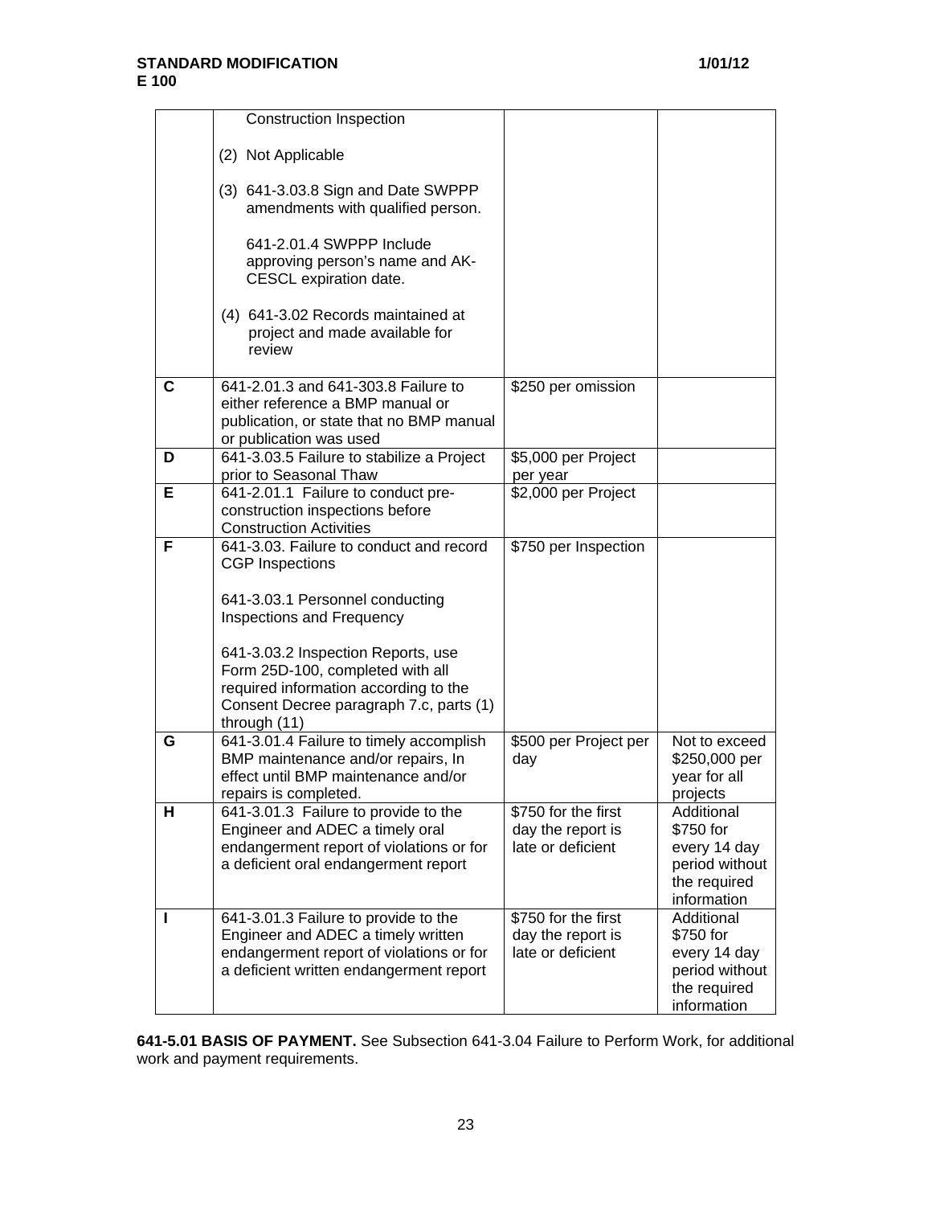| | | | |
|---|---|---|---|
| | Construction Inspection<br><br>(2) Not Applicable<br><br>(3) 641-3.03.8 Sign and Date SWPPP amendments with qualified person.<br><br>641-2.01.4 SWPPP Include approving person's name and AK-CESCL expiration date.<br><br>(4) 641-3.02 Records maintained at project and made available for review | | |
| **C** | 641-2.01.3 and 641-303.8 Failure to either reference a BMP manual or publication, or state that no BMP manual or publication was used | $250 per omission | |
| **D** | 641-3.03.5 Failure to stabilize a Project prior to Seasonal Thaw | $5,000 per Project per year | |
| **E** | 641-2.01.1 Failure to conduct pre-construction inspections before Construction Activities | $2,000 per Project | |
| **F** | 641-3.03. Failure to conduct and record CGP Inspections<br><br>641-3.03.1 Personnel conducting Inspections and Frequency<br><br>641-3.03.2 Inspection Reports, use Form 25D-100, completed with all required information according to the Consent Decree paragraph 7.c, parts (1) through (11) | $750 per Inspection | |
| **G** | 641-3.01.4 Failure to timely accomplish BMP maintenance and/or repairs, In effect until BMP maintenance and/or repairs is completed. | $500 per Project per day | Not to exceed $250,000 per year for all projects |
| **H** | 641-3.01.3 Failure to provide to the Engineer and ADEC a timely oral endangerment report of violations or for a deficient oral endangerment report | $750 for the first day the report is late or deficient | Additional $750 for every 14 day period without the required information |
| **I** | 641-3.01.3 Failure to provide to the Engineer and ADEC a timely written endangerment report of violations or for a deficient written endangerment report | $750 for the first day the report is late or deficient | Additional $750 for every 14 day period without the required information |

**641-5.01 BASIS OF PAYMENT.** See Subsection 641-3.04 Failure to Perform Work, for additional work and payment requirements.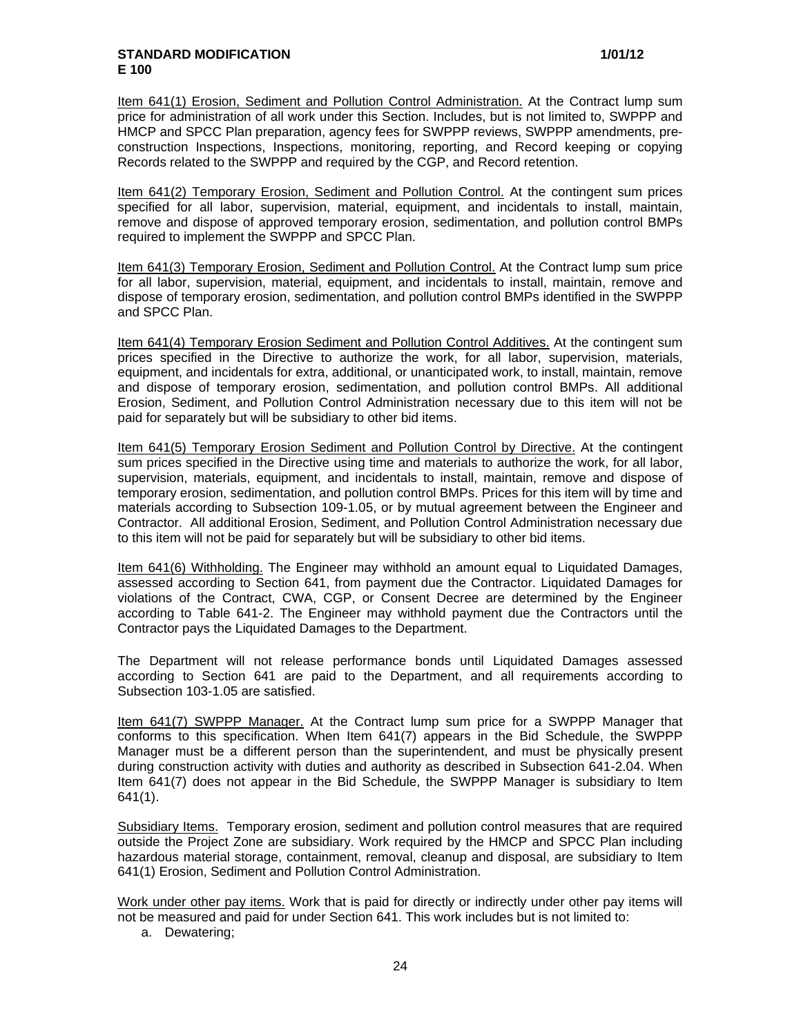Item 641(1) Erosion, Sediment and Pollution Control Administration. At the Contract lump sum price for administration of all work under this Section. Includes, but is not limited to, SWPPP and HMCP and SPCC Plan preparation, agency fees for SWPPP reviews, SWPPP amendments, pre-construction Inspections, Inspections, monitoring, reporting, and Record keeping or copying Records related to the SWPPP and required by the CGP, and Record retention.

Item 641(2) Temporary Erosion, Sediment and Pollution Control. At the contingent sum prices specified for all labor, supervision, material, equipment, and incidentals to install, maintain, remove and dispose of approved temporary erosion, sedimentation, and pollution control BMPs required to implement the SWPPP and SPCC Plan.

Item 641(3) Temporary Erosion, Sediment and Pollution Control. At the Contract lump sum price for all labor, supervision, material, equipment, and incidentals to install, maintain, remove and dispose of temporary erosion, sedimentation, and pollution control BMPs identified in the SWPPP and SPCC Plan.

Item 641(4) Temporary Erosion Sediment and Pollution Control Additives. At the contingent sum prices specified in the Directive to authorize the work, for all labor, supervision, materials, equipment, and incidentals for extra, additional, or unanticipated work, to install, maintain, remove and dispose of temporary erosion, sedimentation, and pollution control BMPs. All additional Erosion, Sediment, and Pollution Control Administration necessary due to this item will not be paid for separately but will be subsidiary to other bid items.

Item 641(5) Temporary Erosion Sediment and Pollution Control by Directive. At the contingent sum prices specified in the Directive using time and materials to authorize the work, for all labor, supervision, materials, equipment, and incidentals to install, maintain, remove and dispose of temporary erosion, sedimentation, and pollution control BMPs. Prices for this item will by time and materials according to Subsection 109-1.05, or by mutual agreement between the Engineer and Contractor. All additional Erosion, Sediment, and Pollution Control Administration necessary due to this item will not be paid for separately but will be subsidiary to other bid items.

Item 641(6) Withholding. The Engineer may withhold an amount equal to Liquidated Damages, assessed according to Section 641, from payment due the Contractor. Liquidated Damages for violations of the Contract, CWA, CGP, or Consent Decree are determined by the Engineer according to Table 641-2. The Engineer may withhold payment due the Contractors until the Contractor pays the Liquidated Damages to the Department.

The Department will not release performance bonds until Liquidated Damages assessed according to Section 641 are paid to the Department, and all requirements according to Subsection 103-1.05 are satisfied.

Item 641(7) SWPPP Manager. At the Contract lump sum price for a SWPPP Manager that conforms to this specification. When Item 641(7) appears in the Bid Schedule, the SWPPP Manager must be a different person than the superintendent, and must be physically present during construction activity with duties and authority as described in Subsection 641-2.04. When Item 641(7) does not appear in the Bid Schedule, the SWPPP Manager is subsidiary to Item 641(1).

Subsidiary Items. Temporary erosion, sediment and pollution control measures that are required outside the Project Zone are subsidiary. Work required by the HMCP and SPCC Plan including hazardous material storage, containment, removal, cleanup and disposal, are subsidiary to Item 641(1) Erosion, Sediment and Pollution Control Administration.

Work under other pay items. Work that is paid for directly or indirectly under other pay items will not be measured and paid for under Section 641. This work includes but is not limited to:

a. Dewatering;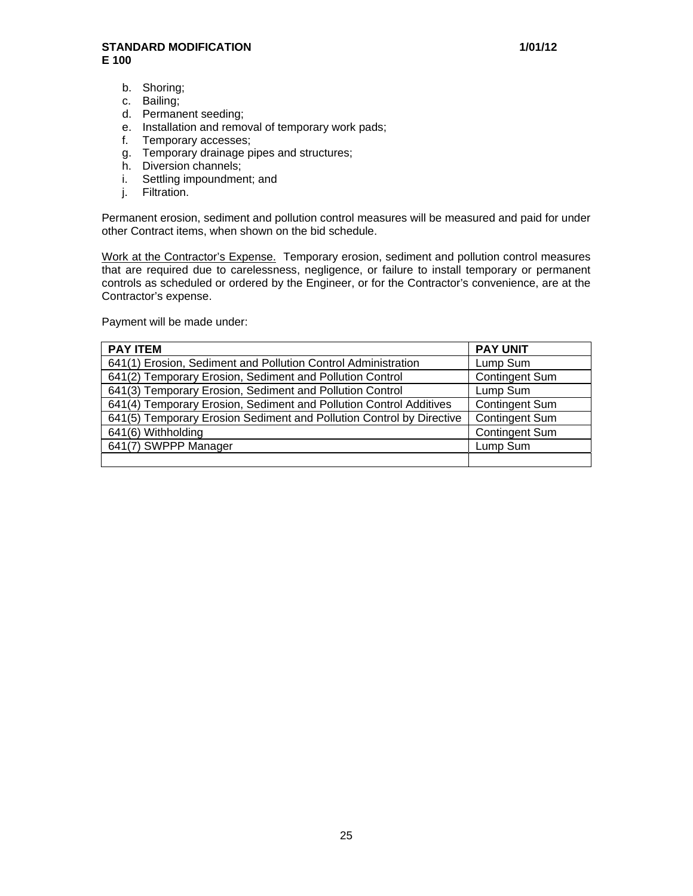b. Shoring;
c. Bailing;
d. Permanent seeding;
e. Installation and removal of temporary work pads;
f. Temporary accesses;
g. Temporary drainage pipes and structures;
h. Diversion channels;
i. Settling impoundment; and
j. Filtration.

Permanent erosion, sediment and pollution control measures will be measured and paid for under other Contract items, when shown on the bid schedule.

Work at the Contractor's Expense. Temporary erosion, sediment and pollution control measures that are required due to carelessness, negligence, or failure to install temporary or permanent controls as scheduled or ordered by the Engineer, or for the Contractor's convenience, are at the Contractor's expense.

Payment will be made under:

| PAY ITEM | PAY UNIT |
|---|---|
| 641(1) Erosion, Sediment and Pollution Control Administration | Lump Sum |
| 641(2) Temporary Erosion, Sediment and Pollution Control | Contingent Sum |
| 641(3) Temporary Erosion, Sediment and Pollution Control | Lump Sum |
| 641(4) Temporary Erosion, Sediment and Pollution Control Additives | Contingent Sum |
| 641(5) Temporary Erosion Sediment and Pollution Control by Directive | Contingent Sum |
| 641(6) Withholding | Contingent Sum |
| 641(7) SWPPP Manager | Lump Sum |
| | |